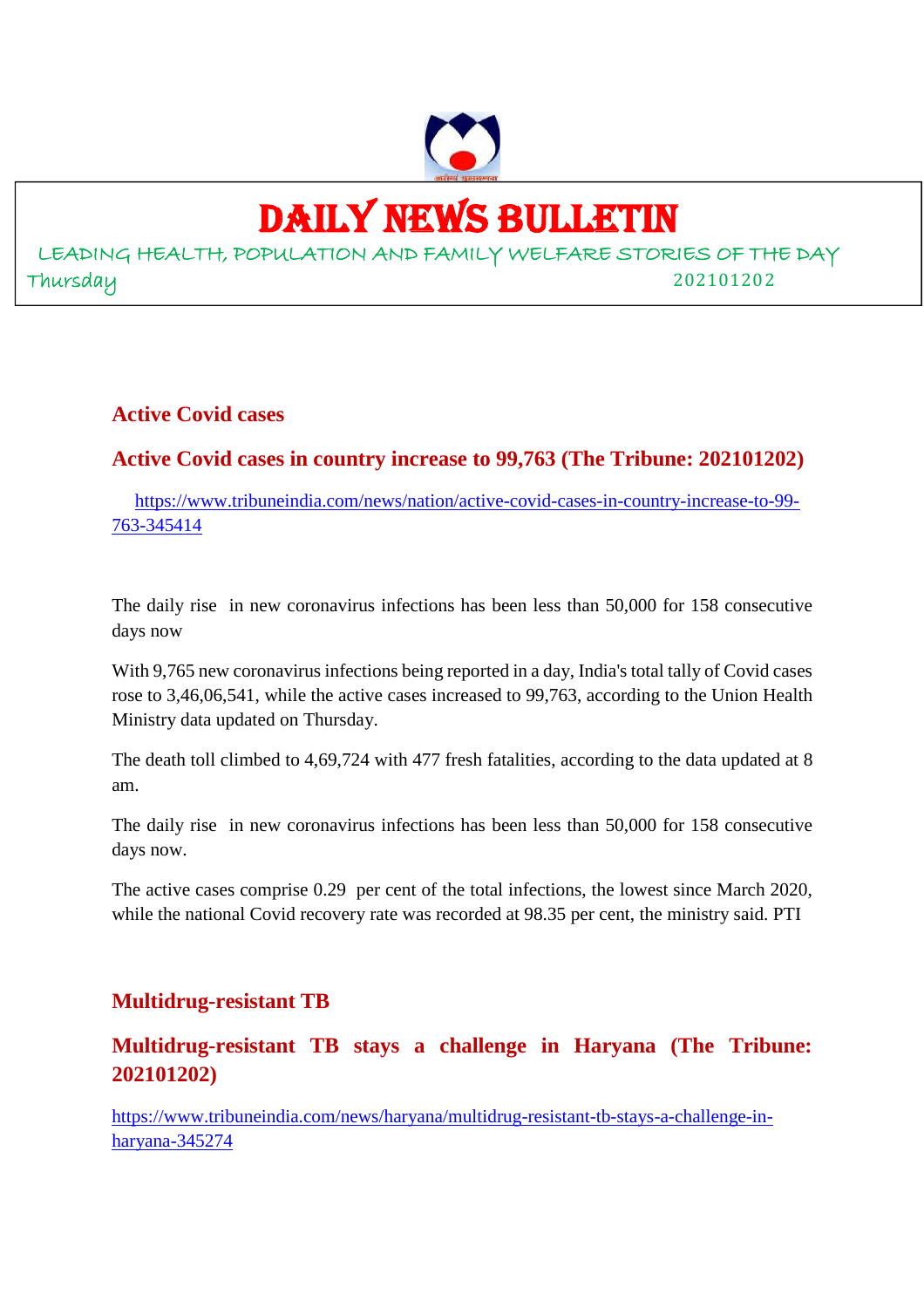# DAILY NEWS BULLETIN

LEADING HEALTH, POPULATION AND FAMILY WELFARE STORIES OF THE DAY

Thursday 202101202

## Active Covid cases

### Active Covid cases in country increase to 99,763 (The Tribune: 202101202)

https://www.tribuneindia.com/news/nation/active-covid-cases-in-country-increase-to-99-763-345414

The daily rise in new coronavirus infections has been less than 50,000 for 158 consecutive days now

With 9,765 new coronavirus infections being reported in a day, India's total tally of Covid cases rose to 3,46,06,541, while the active cases increased to 99,763, according to the Union Health Ministry data updated on Thursday.

The death toll climbed to 4,69,724 with 477 fresh fatalities, according to the data updated at 8 am.

The daily rise in new coronavirus infections has been less than 50,000 for 158 consecutive days now.

The active cases comprise 0.29 per cent of the total infections, the lowest since March 2020, while the national Covid recovery rate was recorded at 98.35 per cent, the ministry said. PTI

## Multidrug-resistant TB

### Multidrug-resistant TB stays a challenge in Haryana (The Tribune: 202101202)

https://www.tribuneindia.com/news/haryana/multidrug-resistant-tb-stays-a-challenge-in-haryana-345274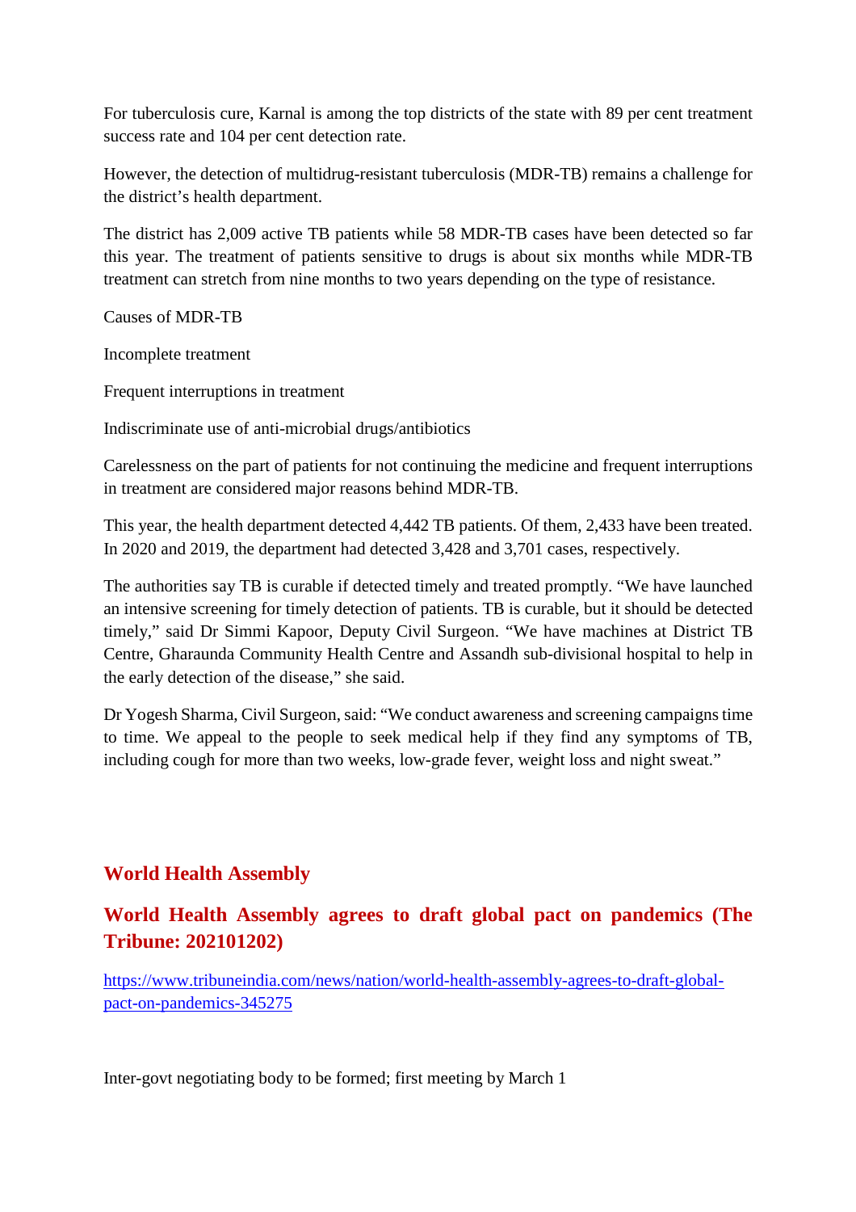For tuberculosis cure, Karnal is among the top districts of the state with 89 per cent treatment success rate and 104 per cent detection rate.

However, the detection of multidrug-resistant tuberculosis (MDR-TB) remains a challenge for the district's health department.

The district has 2,009 active TB patients while 58 MDR-TB cases have been detected so far this year. The treatment of patients sensitive to drugs is about six months while MDR-TB treatment can stretch from nine months to two years depending on the type of resistance.

Causes of MDR-TB

Incomplete treatment

Frequent interruptions in treatment

Indiscriminate use of anti-microbial drugs/antibiotics

Carelessness on the part of patients for not continuing the medicine and frequent interruptions in treatment are considered major reasons behind MDR-TB.

This year, the health department detected 4,442 TB patients. Of them, 2,433 have been treated. In 2020 and 2019, the department had detected 3,428 and 3,701 cases, respectively.

The authorities say TB is curable if detected timely and treated promptly. "We have launched an intensive screening for timely detection of patients. TB is curable, but it should be detected timely," said Dr Simmi Kapoor, Deputy Civil Surgeon. "We have machines at District TB Centre, Gharaunda Community Health Centre and Assandh sub-divisional hospital to help in the early detection of the disease," she said.

Dr Yogesh Sharma, Civil Surgeon, said: "We conduct awareness and screening campaigns time to time. We appeal to the people to seek medical help if they find any symptoms of TB, including cough for more than two weeks, low-grade fever, weight loss and night sweat."

## World Health Assembly

## World Health Assembly agrees to draft global pact on pandemics (The Tribune: 202101202)

https://www.tribuneindia.com/news/nation/world-health-assembly-agrees-to-draft-global-pact-on-pandemics-345275

Inter-govt negotiating body to be formed; first meeting by March 1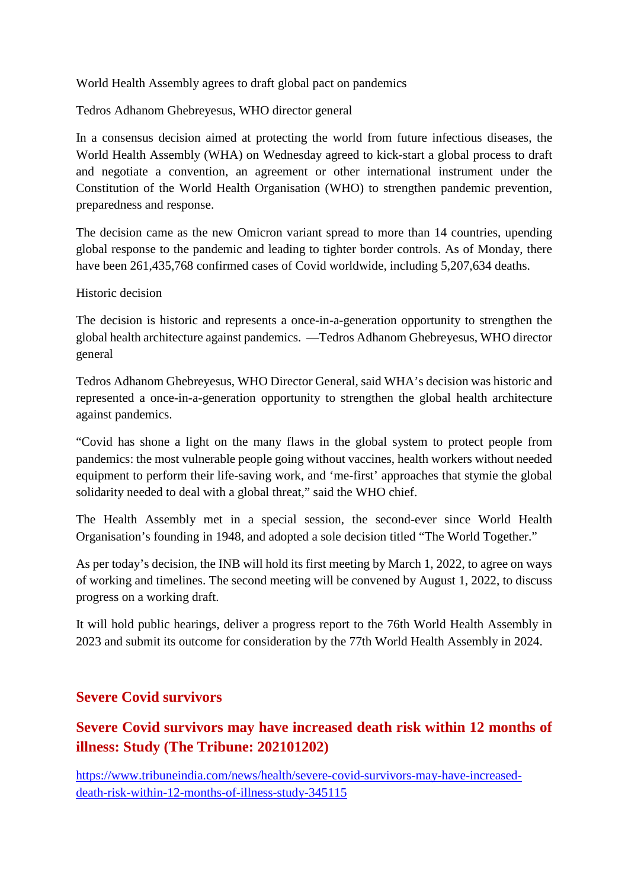World Health Assembly agrees to draft global pact on pandemics

Tedros Adhanom Ghebreyesus, WHO director general

In a consensus decision aimed at protecting the world from future infectious diseases, the World Health Assembly (WHA) on Wednesday agreed to kick-start a global process to draft and negotiate a convention, an agreement or other international instrument under the Constitution of the World Health Organisation (WHO) to strengthen pandemic prevention, preparedness and response.

The decision came as the new Omicron variant spread to more than 14 countries, upending global response to the pandemic and leading to tighter border controls. As of Monday, there have been 261,435,768 confirmed cases of Covid worldwide, including 5,207,634 deaths.

Historic decision

The decision is historic and represents a once-in-a-generation opportunity to strengthen the global health architecture against pandemics. —Tedros Adhanom Ghebreyesus, WHO director general

Tedros Adhanom Ghebreyesus, WHO Director General, said WHA's decision was historic and represented a once-in-a-generation opportunity to strengthen the global health architecture against pandemics.

"Covid has shone a light on the many flaws in the global system to protect people from pandemics: the most vulnerable people going without vaccines, health workers without needed equipment to perform their life-saving work, and 'me-first' approaches that stymie the global solidarity needed to deal with a global threat," said the WHO chief.

The Health Assembly met in a special session, the second-ever since World Health Organisation's founding in 1948, and adopted a sole decision titled "The World Together."

As per today's decision, the INB will hold its first meeting by March 1, 2022, to agree on ways of working and timelines. The second meeting will be convened by August 1, 2022, to discuss progress on a working draft.

It will hold public hearings, deliver a progress report to the 76th World Health Assembly in 2023 and submit its outcome for consideration by the 77th World Health Assembly in 2024.

## Severe Covid survivors

## Severe Covid survivors may have increased death risk within 12 months of illness: Study (The Tribune: 202101202)

https://www.tribuneindia.com/news/health/severe-covid-survivors-may-have-increased-death-risk-within-12-months-of-illness-study-345115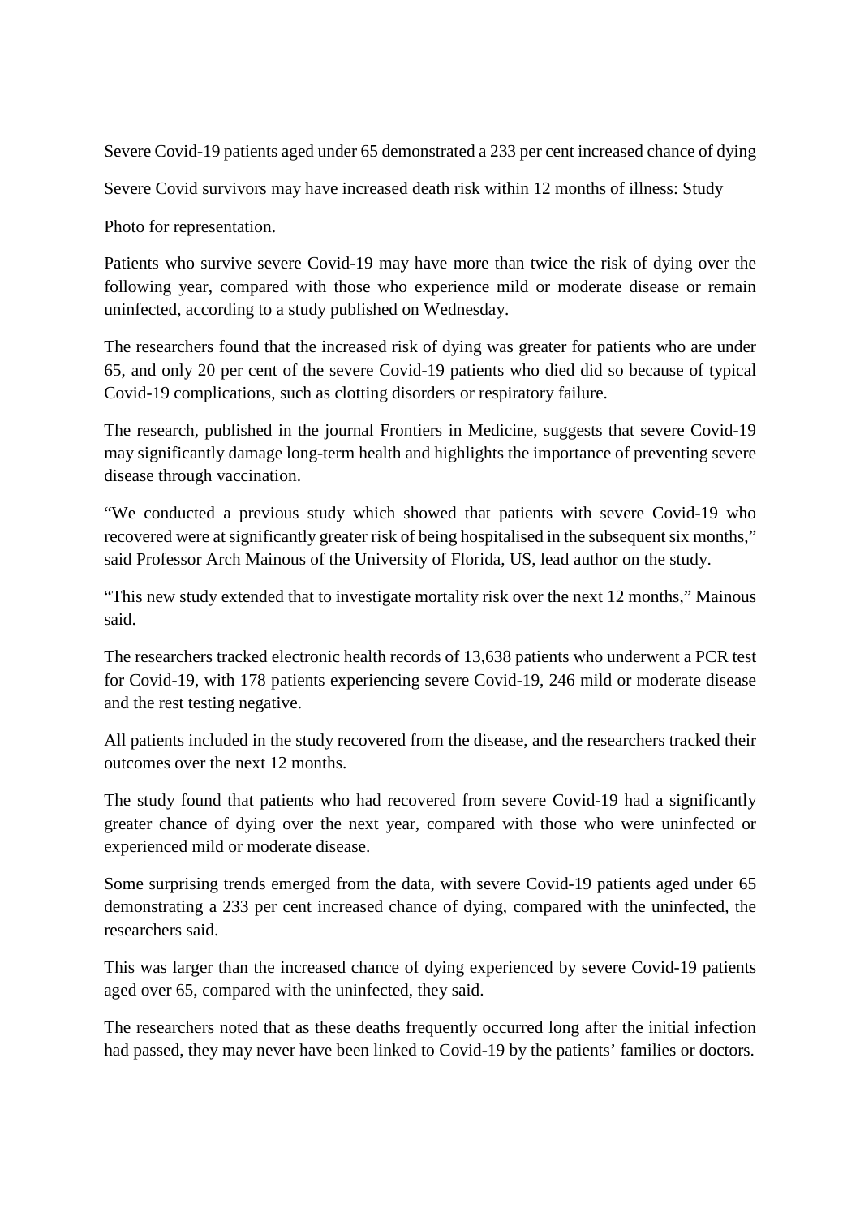Severe Covid-19 patients aged under 65 demonstrated a 233 per cent increased chance of dying

Severe Covid survivors may have increased death risk within 12 months of illness: Study

Photo for representation.

Patients who survive severe Covid-19 may have more than twice the risk of dying over the following year, compared with those who experience mild or moderate disease or remain uninfected, according to a study published on Wednesday.

The researchers found that the increased risk of dying was greater for patients who are under 65, and only 20 per cent of the severe Covid-19 patients who died did so because of typical Covid-19 complications, such as clotting disorders or respiratory failure.

The research, published in the journal Frontiers in Medicine, suggests that severe Covid-19 may significantly damage long-term health and highlights the importance of preventing severe disease through vaccination.

"We conducted a previous study which showed that patients with severe Covid-19 who recovered were at significantly greater risk of being hospitalised in the subsequent six months," said Professor Arch Mainous of the University of Florida, US, lead author on the study.

"This new study extended that to investigate mortality risk over the next 12 months," Mainous said.

The researchers tracked electronic health records of 13,638 patients who underwent a PCR test for Covid-19, with 178 patients experiencing severe Covid-19, 246 mild or moderate disease and the rest testing negative.

All patients included in the study recovered from the disease, and the researchers tracked their outcomes over the next 12 months.

The study found that patients who had recovered from severe Covid-19 had a significantly greater chance of dying over the next year, compared with those who were uninfected or experienced mild or moderate disease.

Some surprising trends emerged from the data, with severe Covid-19 patients aged under 65 demonstrating a 233 per cent increased chance of dying, compared with the uninfected, the researchers said.

This was larger than the increased chance of dying experienced by severe Covid-19 patients aged over 65, compared with the uninfected, they said.

The researchers noted that as these deaths frequently occurred long after the initial infection had passed, they may never have been linked to Covid-19 by the patients' families or doctors.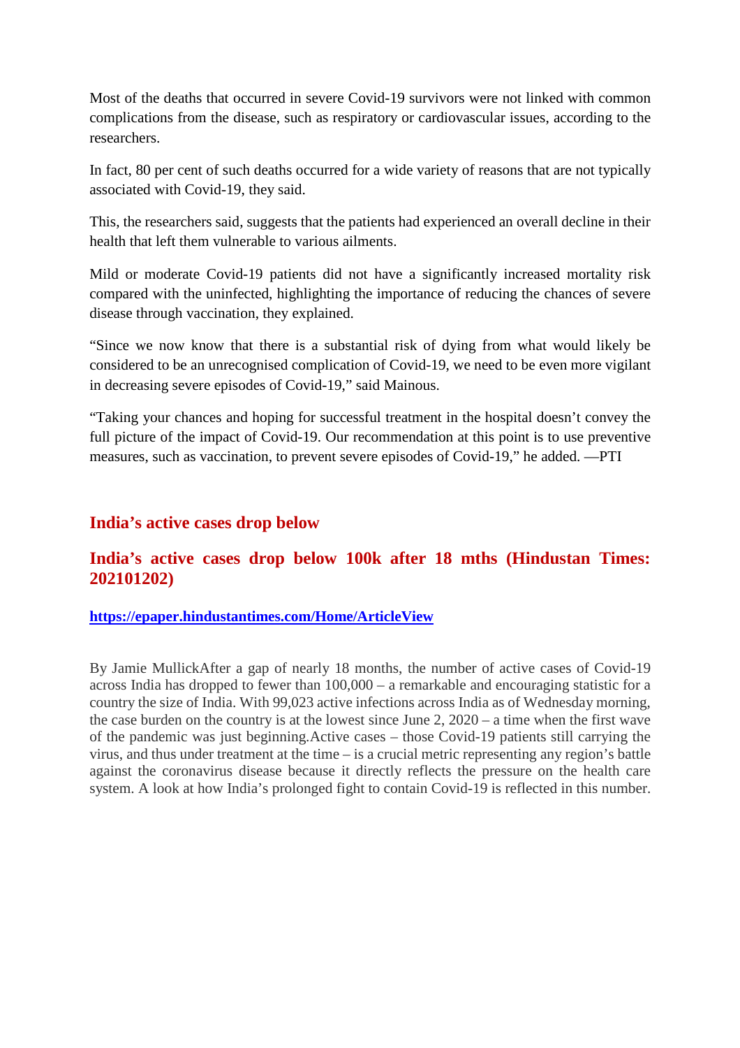Most of the deaths that occurred in severe Covid-19 survivors were not linked with common complications from the disease, such as respiratory or cardiovascular issues, according to the researchers.

In fact, 80 per cent of such deaths occurred for a wide variety of reasons that are not typically associated with Covid-19, they said.

This, the researchers said, suggests that the patients had experienced an overall decline in their health that left them vulnerable to various ailments.

Mild or moderate Covid-19 patients did not have a significantly increased mortality risk compared with the uninfected, highlighting the importance of reducing the chances of severe disease through vaccination, they explained.

“Since we now know that there is a substantial risk of dying from what would likely be considered to be an unrecognised complication of Covid-19, we need to be even more vigilant in decreasing severe episodes of Covid-19,” said Mainous.

“Taking your chances and hoping for successful treatment in the hospital doesn’t convey the full picture of the impact of Covid-19. Our recommendation at this point is to use preventive measures, such as vaccination, to prevent severe episodes of Covid-19,” he added. —PTI

## India’s active cases drop below

## India’s active cases drop below 100k after 18 mths (Hindustan Times: 202101202)

**[https://epaper.hindustantimes.com/Home/ArticleView](https://epaper.hindustantimes.com/Home/ArticleView)**

By Jamie MullickAfter a gap of nearly 18 months, the number of active cases of Covid-19 across India has dropped to fewer than 100,000 – a remarkable and encouraging statistic for a country the size of India. With 99,023 active infections across India as of Wednesday morning, the case burden on the country is at the lowest since June 2, 2020 – a time when the first wave of the pandemic was just beginning.Active cases – those Covid-19 patients still carrying the virus, and thus under treatment at the time – is a crucial metric representing any region’s battle against the coronavirus disease because it directly reflects the pressure on the health care system. A look at how India’s prolonged fight to contain Covid-19 is reflected in this number.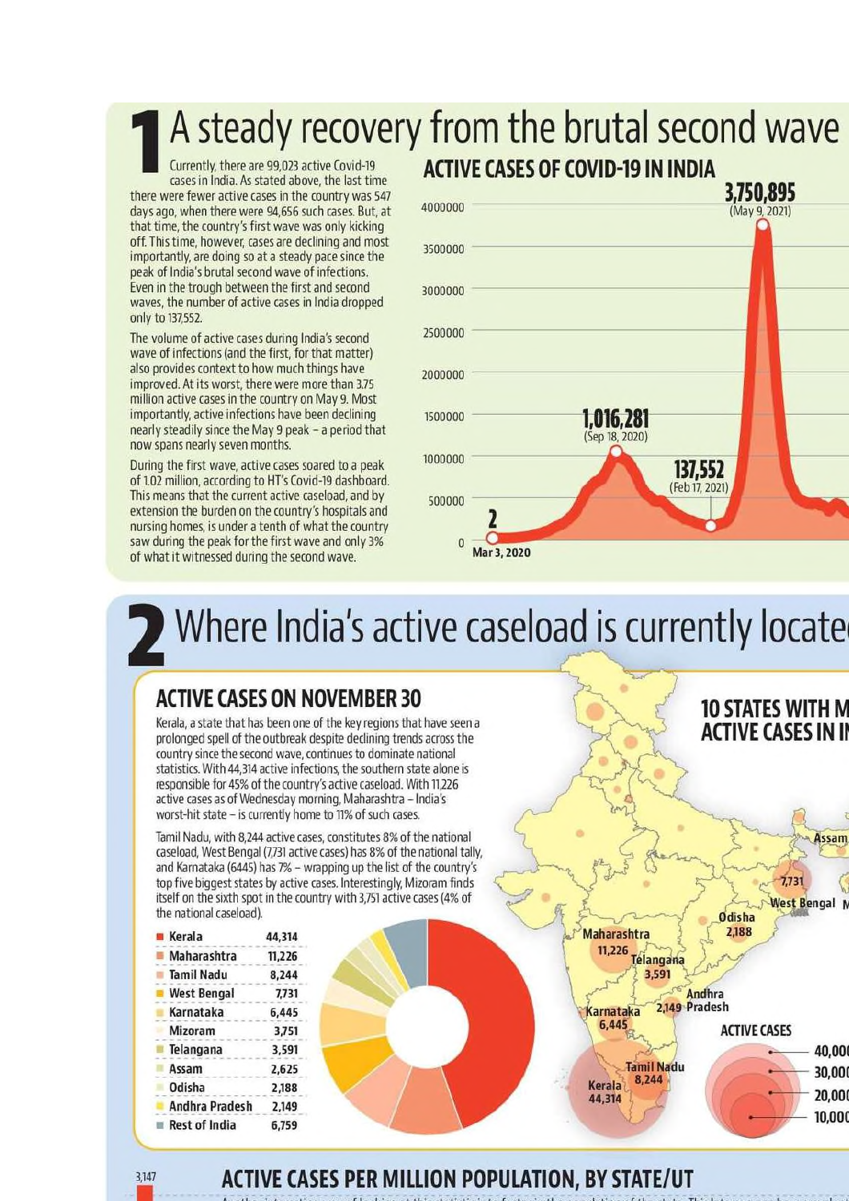# 1 A steady recovery from the brutal second wave

Currently, there are 99,023 active Covid-19 cases in India. As stated above, the last time there were fewer active cases in the country was 547 days ago, when there were 94,656 such cases. But, at that time, the country's first wave was only kicking off. This time, however, cases are declining and most importantly, are doing so at a steady pace since the peak of India's brutal second wave of infections. Even in the trough between the first and second waves, the number of active cases in India dropped only to 137,552.

The volume of active cases during India's second wave of infections (and the first, for that matter) also provides context to how much things have improved. At its worst, there were more than 3.75 million active cases in the country on May 9. Most importantly, active infections have been declining nearly steadily since the May 9 peak – a period that now spans nearly seven months.

During the first wave, active cases soared to a peak of 1.02 million, according to HT's Covid-19 dashboard. This means that the current active caseload, and by extension the burden on the country's hospitals and nursing homes, is under a tenth of what the country saw during the peak for the first wave and only 3% of what it witnessed during the second wave.

**ACTIVE CASES OF COVID-19 IN INDIA**

- 2 (Mar 3, 2020)
- 1,016,281 (Sep 18, 2020)
- 137,552 (Feb 17, 2021)
- 3,750,895 (May 9, 2021)

# 2 Where India's active caseload is currently locate

## ACTIVE CASES ON NOVEMBER 30

Kerala, a state that has been one of the key regions that have seen a prolonged spell of the outbreak despite declining trends across the country since the second wave, continues to dominate national statistics. With 44,314 active infections, the southern state alone is responsible for 45% of the country's active caseload. With 11,226 active cases as of Wednesday morning, Maharashtra – India's worst-hit state – is currently home to 11% of such cases.

Tamil Nadu, with 8,244 active cases, constitutes 8% of the national caseload, West Bengal (7,731 active cases) has 8% of the national tally, and Karnataka (6445) has 7% – wrapping up the list of the country's top five biggest states by active cases. Interestingly, Mizoram finds itself on the sixth spot in the country with 3,751 active cases (4% of the national caseload).

| State | Active cases |
|---|---|
| Kerala | 44,314 |
| Maharashtra | 11,226 |
| Tamil Nadu | 8,244 |
| West Bengal | 7,731 |
| Karnataka | 6,445 |
| Mizoram | 3,751 |
| Telangana | 3,591 |
| Assam | 2,625 |
| Odisha | 2,188 |
| Andhra Pradesh | 2,149 |
| Rest of India | 6,759 |

**10 STATES WITH M ACTIVE CASES IN I**

ACTIVE CASES: 40,000; 30,000; 20,000; 10,000

## ACTIVE CASES PER MILLION POPULATION, BY STATE/UT

3,147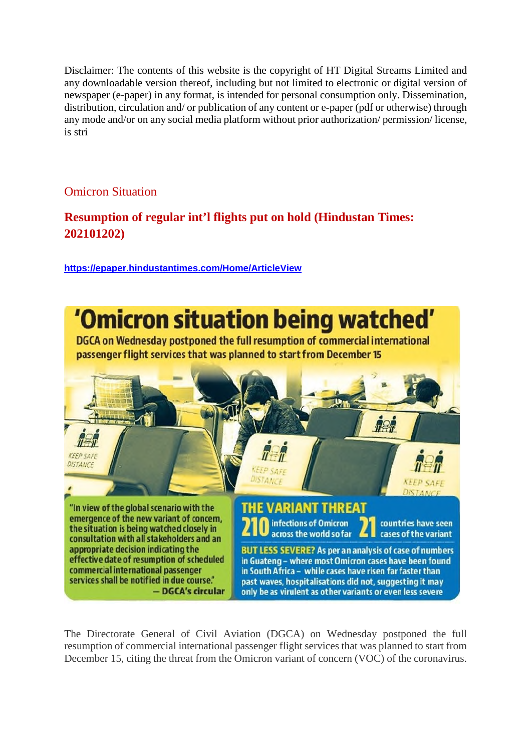Disclaimer: The contents of this website is the copyright of HT Digital Streams Limited and any downloadable version thereof, including but not limited to electronic or digital version of newspaper (e-paper) in any format, is intended for personal consumption only. Dissemination, distribution, circulation and/ or publication of any content or e-paper (pdf or otherwise) through any mode and/or on any social media platform without prior authorization/ permission/ license, is stri

## Omicron Situation

## Resumption of regular int'l flights put on hold (Hindustan Times: 202101202)

[https://epaper.hindustantimes.com/Home/ArticleView](https://epaper.hindustantimes.com/Home/ArticleView)

# 'Omicron situation being watched'

**DGCA on Wednesday postponed the full resumption of commercial international passenger flight services that was planned to start from December 15**

KEEP SAFE DISTANCE

"In view of the global scenario with the emergence of the new variant of concern, the situation is being watched closely in consultation with all stakeholders and an appropriate decision indicating the effective date of resumption of scheduled commercial international passenger services shall be notified in due course."
— DGCA's circular

**THE VARIANT THREAT**

**210** infections of Omicron across the world so far

**21** countries have seen cases of the variant

**BUT LESS SEVERE?** As per an analysis of case of numbers in Guateng – where most Omicron cases have been found in South Africa – while cases have risen far faster than past waves, hospitalisations did not, suggesting it may only be as virulent as other variants or even less severe

The Directorate General of Civil Aviation (DGCA) on Wednesday postponed the full resumption of commercial international passenger flight services that was planned to start from December 15, citing the threat from the Omicron variant of concern (VOC) of the coronavirus.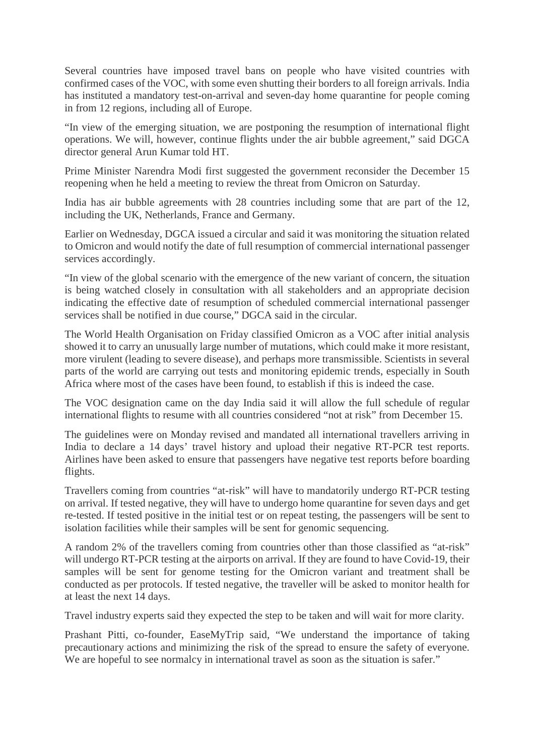Several countries have imposed travel bans on people who have visited countries with confirmed cases of the VOC, with some even shutting their borders to all foreign arrivals. India has instituted a mandatory test-on-arrival and seven-day home quarantine for people coming in from 12 regions, including all of Europe.

"In view of the emerging situation, we are postponing the resumption of international flight operations. We will, however, continue flights under the air bubble agreement," said DGCA director general Arun Kumar told HT.

Prime Minister Narendra Modi first suggested the government reconsider the December 15 reopening when he held a meeting to review the threat from Omicron on Saturday.

India has air bubble agreements with 28 countries including some that are part of the 12, including the UK, Netherlands, France and Germany.

Earlier on Wednesday, DGCA issued a circular and said it was monitoring the situation related to Omicron and would notify the date of full resumption of commercial international passenger services accordingly.

"In view of the global scenario with the emergence of the new variant of concern, the situation is being watched closely in consultation with all stakeholders and an appropriate decision indicating the effective date of resumption of scheduled commercial international passenger services shall be notified in due course," DGCA said in the circular.

The World Health Organisation on Friday classified Omicron as a VOC after initial analysis showed it to carry an unusually large number of mutations, which could make it more resistant, more virulent (leading to severe disease), and perhaps more transmissible. Scientists in several parts of the world are carrying out tests and monitoring epidemic trends, especially in South Africa where most of the cases have been found, to establish if this is indeed the case.

The VOC designation came on the day India said it will allow the full schedule of regular international flights to resume with all countries considered "not at risk" from December 15.

The guidelines were on Monday revised and mandated all international travellers arriving in India to declare a 14 days' travel history and upload their negative RT-PCR test reports. Airlines have been asked to ensure that passengers have negative test reports before boarding flights.

Travellers coming from countries "at-risk" will have to mandatorily undergo RT-PCR testing on arrival. If tested negative, they will have to undergo home quarantine for seven days and get re-tested. If tested positive in the initial test or on repeat testing, the passengers will be sent to isolation facilities while their samples will be sent for genomic sequencing.

A random 2% of the travellers coming from countries other than those classified as "at-risk" will undergo RT-PCR testing at the airports on arrival. If they are found to have Covid-19, their samples will be sent for genome testing for the Omicron variant and treatment shall be conducted as per protocols. If tested negative, the traveller will be asked to monitor health for at least the next 14 days.

Travel industry experts said they expected the step to be taken and will wait for more clarity.

Prashant Pitti, co-founder, EaseMyTrip said, "We understand the importance of taking precautionary actions and minimizing the risk of the spread to ensure the safety of everyone. We are hopeful to see normalcy in international travel as soon as the situation is safer."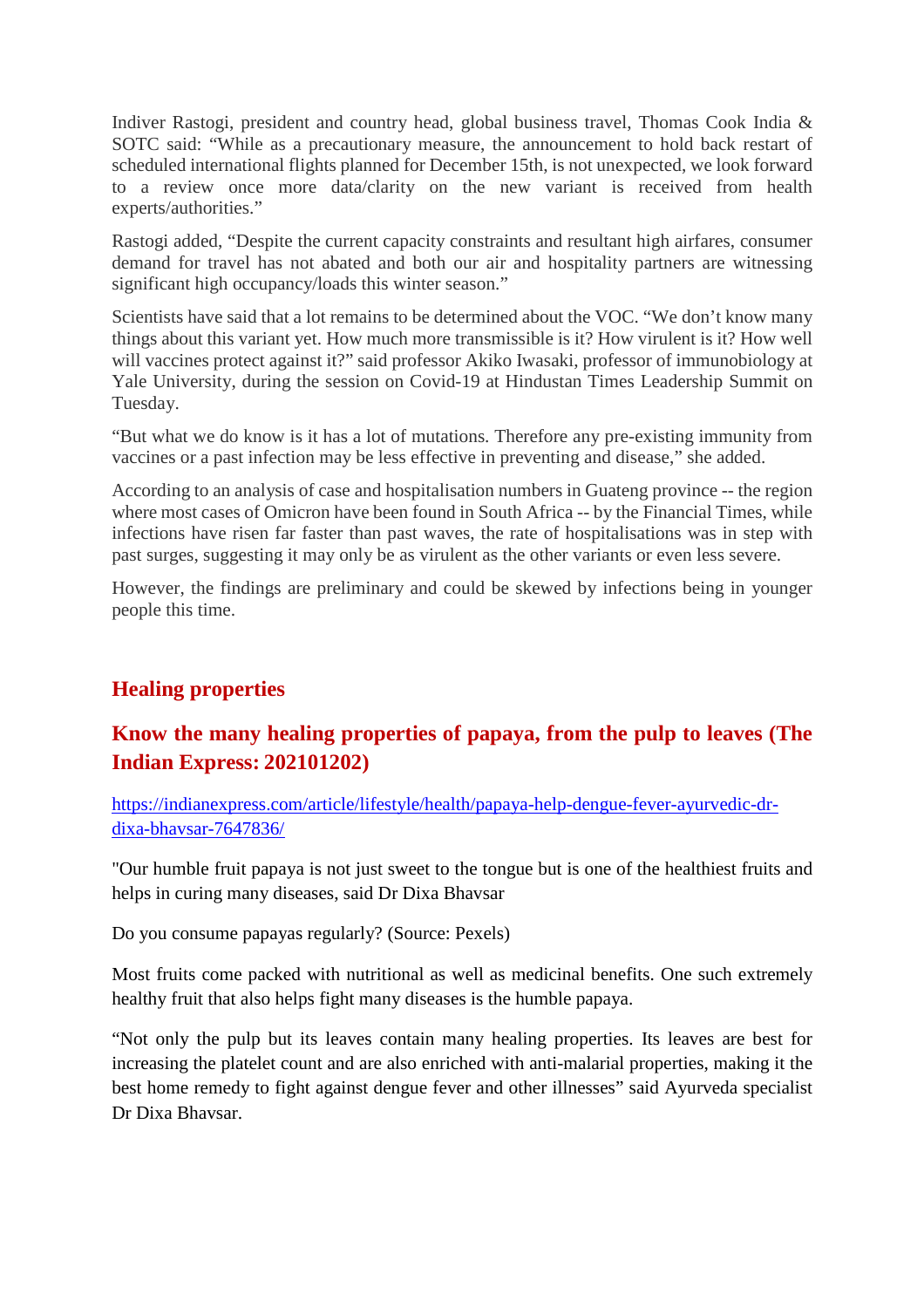Indiver Rastogi, president and country head, global business travel, Thomas Cook India & SOTC said: "While as a precautionary measure, the announcement to hold back restart of scheduled international flights planned for December 15th, is not unexpected, we look forward to a review once more data/clarity on the new variant is received from health experts/authorities."

Rastogi added, "Despite the current capacity constraints and resultant high airfares, consumer demand for travel has not abated and both our air and hospitality partners are witnessing significant high occupancy/loads this winter season."

Scientists have said that a lot remains to be determined about the VOC. "We don't know many things about this variant yet. How much more transmissible is it? How virulent is it? How well will vaccines protect against it?" said professor Akiko Iwasaki, professor of immunobiology at Yale University, during the session on Covid-19 at Hindustan Times Leadership Summit on Tuesday.

"But what we do know is it has a lot of mutations. Therefore any pre-existing immunity from vaccines or a past infection may be less effective in preventing and disease," she added.

According to an analysis of case and hospitalisation numbers in Guateng province -- the region where most cases of Omicron have been found in South Africa -- by the Financial Times, while infections have risen far faster than past waves, the rate of hospitalisations was in step with past surges, suggesting it may only be as virulent as the other variants or even less severe.

However, the findings are preliminary and could be skewed by infections being in younger people this time.

## Healing properties

### Know the many healing properties of papaya, from the pulp to leaves (The Indian Express: 202101202)

https://indianexpress.com/article/lifestyle/health/papaya-help-dengue-fever-ayurvedic-dr-dixa-bhavsar-7647836/

"Our humble fruit papaya is not just sweet to the tongue but is one of the healthiest fruits and helps in curing many diseases, said Dr Dixa Bhavsar

Do you consume papayas regularly? (Source: Pexels)

Most fruits come packed with nutritional as well as medicinal benefits. One such extremely healthy fruit that also helps fight many diseases is the humble papaya.

"Not only the pulp but its leaves contain many healing properties. Its leaves are best for increasing the platelet count and are also enriched with anti-malarial properties, making it the best home remedy to fight against dengue fever and other illnesses" said Ayurveda specialist Dr Dixa Bhavsar.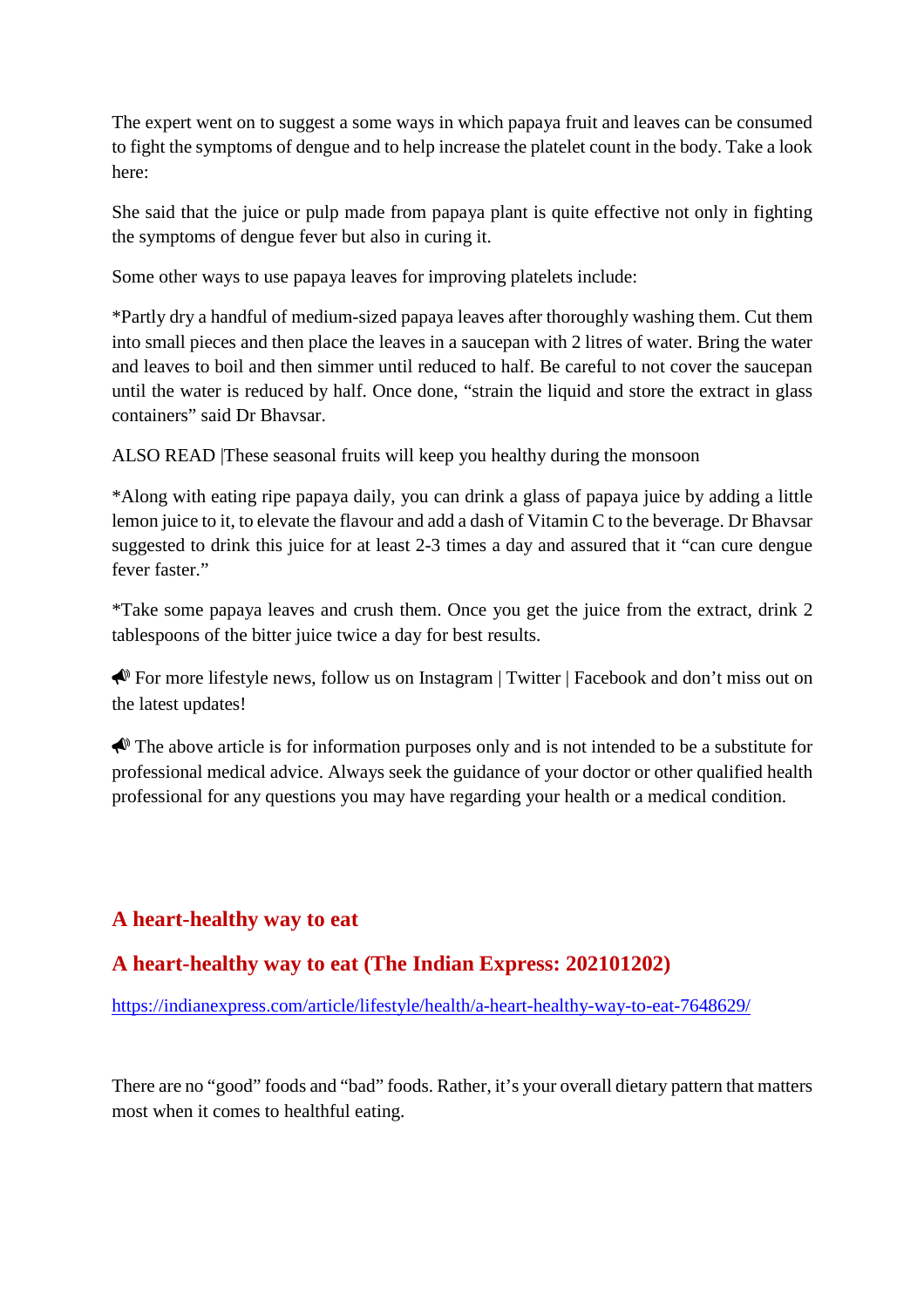The expert went on to suggest a some ways in which papaya fruit and leaves can be consumed to fight the symptoms of dengue and to help increase the platelet count in the body. Take a look here:

She said that the juice or pulp made from papaya plant is quite effective not only in fighting the symptoms of dengue fever but also in curing it.

Some other ways to use papaya leaves for improving platelets include:

*Partly dry a handful of medium-sized papaya leaves after thoroughly washing them. Cut them into small pieces and then place the leaves in a saucepan with 2 litres of water. Bring the water and leaves to boil and then simmer until reduced to half. Be careful to not cover the saucepan until the water is reduced by half. Once done, "strain the liquid and store the extract in glass containers" said Dr Bhavsar.

ALSO READ |These seasonal fruits will keep you healthy during the monsoon

*Along with eating ripe papaya daily, you can drink a glass of papaya juice by adding a little lemon juice to it, to elevate the flavour and add a dash of Vitamin C to the beverage. Dr Bhavsar suggested to drink this juice for at least 2-3 times a day and assured that it "can cure dengue fever faster."

*Take some papaya leaves and crush them. Once you get the juice from the extract, drink 2 tablespoons of the bitter juice twice a day for best results.

📣 For more lifestyle news, follow us on Instagram | Twitter | Facebook and don't miss out on the latest updates!

📣 The above article is for information purposes only and is not intended to be a substitute for professional medical advice. Always seek the guidance of your doctor or other qualified health professional for any questions you may have regarding your health or a medical condition.

## A heart-healthy way to eat

## A heart-healthy way to eat (The Indian Express: 202101202)

https://indianexpress.com/article/lifestyle/health/a-heart-healthy-way-to-eat-7648629/

There are no "good" foods and "bad" foods. Rather, it's your overall dietary pattern that matters most when it comes to healthful eating.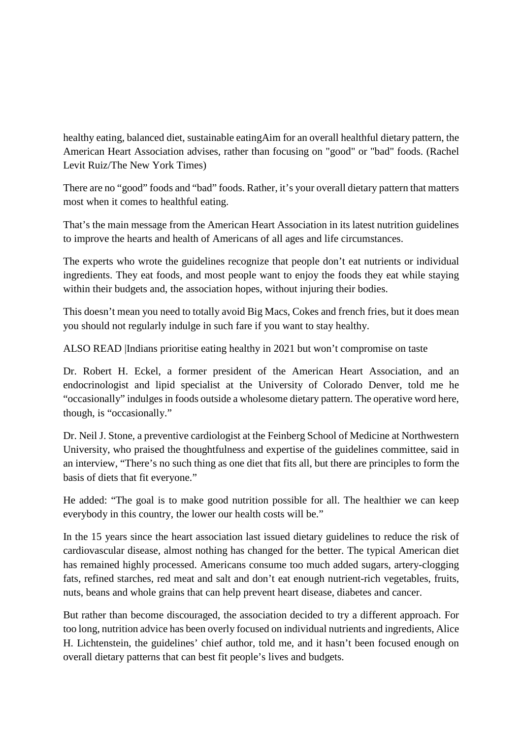healthy eating, balanced diet, sustainable eatingAim for an overall healthful dietary pattern, the American Heart Association advises, rather than focusing on "good" or "bad" foods. (Rachel Levit Ruiz/The New York Times)

There are no "good" foods and "bad" foods. Rather, it's your overall dietary pattern that matters most when it comes to healthful eating.

That's the main message from the American Heart Association in its latest nutrition guidelines to improve the hearts and health of Americans of all ages and life circumstances.

The experts who wrote the guidelines recognize that people don't eat nutrients or individual ingredients. They eat foods, and most people want to enjoy the foods they eat while staying within their budgets and, the association hopes, without injuring their bodies.

This doesn't mean you need to totally avoid Big Macs, Cokes and french fries, but it does mean you should not regularly indulge in such fare if you want to stay healthy.

ALSO READ |Indians prioritise eating healthy in 2021 but won't compromise on taste

Dr. Robert H. Eckel, a former president of the American Heart Association, and an endocrinologist and lipid specialist at the University of Colorado Denver, told me he "occasionally" indulges in foods outside a wholesome dietary pattern. The operative word here, though, is "occasionally."

Dr. Neil J. Stone, a preventive cardiologist at the Feinberg School of Medicine at Northwestern University, who praised the thoughtfulness and expertise of the guidelines committee, said in an interview, "There's no such thing as one diet that fits all, but there are principles to form the basis of diets that fit everyone."

He added: "The goal is to make good nutrition possible for all. The healthier we can keep everybody in this country, the lower our health costs will be."

In the 15 years since the heart association last issued dietary guidelines to reduce the risk of cardiovascular disease, almost nothing has changed for the better. The typical American diet has remained highly processed. Americans consume too much added sugars, artery-clogging fats, refined starches, red meat and salt and don't eat enough nutrient-rich vegetables, fruits, nuts, beans and whole grains that can help prevent heart disease, diabetes and cancer.

But rather than become discouraged, the association decided to try a different approach. For too long, nutrition advice has been overly focused on individual nutrients and ingredients, Alice H. Lichtenstein, the guidelines' chief author, told me, and it hasn't been focused enough on overall dietary patterns that can best fit people's lives and budgets.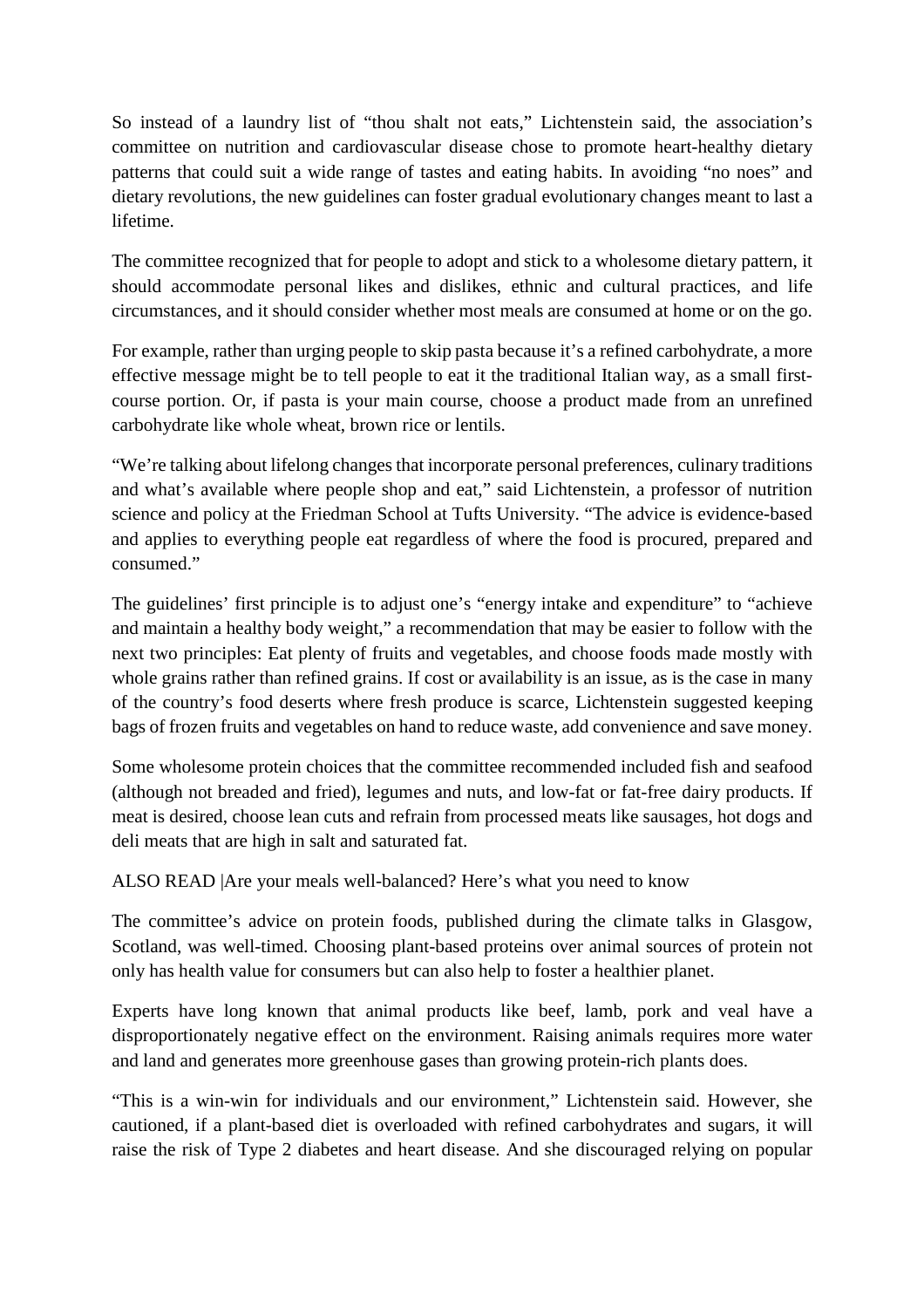So instead of a laundry list of "thou shalt not eats," Lichtenstein said, the association's committee on nutrition and cardiovascular disease chose to promote heart-healthy dietary patterns that could suit a wide range of tastes and eating habits. In avoiding "no noes" and dietary revolutions, the new guidelines can foster gradual evolutionary changes meant to last a lifetime.

The committee recognized that for people to adopt and stick to a wholesome dietary pattern, it should accommodate personal likes and dislikes, ethnic and cultural practices, and life circumstances, and it should consider whether most meals are consumed at home or on the go.

For example, rather than urging people to skip pasta because it's a refined carbohydrate, a more effective message might be to tell people to eat it the traditional Italian way, as a small first-course portion. Or, if pasta is your main course, choose a product made from an unrefined carbohydrate like whole wheat, brown rice or lentils.

"We're talking about lifelong changes that incorporate personal preferences, culinary traditions and what's available where people shop and eat," said Lichtenstein, a professor of nutrition science and policy at the Friedman School at Tufts University. "The advice is evidence-based and applies to everything people eat regardless of where the food is procured, prepared and consumed."

The guidelines' first principle is to adjust one's "energy intake and expenditure" to "achieve and maintain a healthy body weight," a recommendation that may be easier to follow with the next two principles: Eat plenty of fruits and vegetables, and choose foods made mostly with whole grains rather than refined grains. If cost or availability is an issue, as is the case in many of the country's food deserts where fresh produce is scarce, Lichtenstein suggested keeping bags of frozen fruits and vegetables on hand to reduce waste, add convenience and save money.

Some wholesome protein choices that the committee recommended included fish and seafood (although not breaded and fried), legumes and nuts, and low-fat or fat-free dairy products. If meat is desired, choose lean cuts and refrain from processed meats like sausages, hot dogs and deli meats that are high in salt and saturated fat.

ALSO READ |Are your meals well-balanced? Here's what you need to know

The committee's advice on protein foods, published during the climate talks in Glasgow, Scotland, was well-timed. Choosing plant-based proteins over animal sources of protein not only has health value for consumers but can also help to foster a healthier planet.

Experts have long known that animal products like beef, lamb, pork and veal have a disproportionately negative effect on the environment. Raising animals requires more water and land and generates more greenhouse gases than growing protein-rich plants does.

"This is a win-win for individuals and our environment," Lichtenstein said. However, she cautioned, if a plant-based diet is overloaded with refined carbohydrates and sugars, it will raise the risk of Type 2 diabetes and heart disease. And she discouraged relying on popular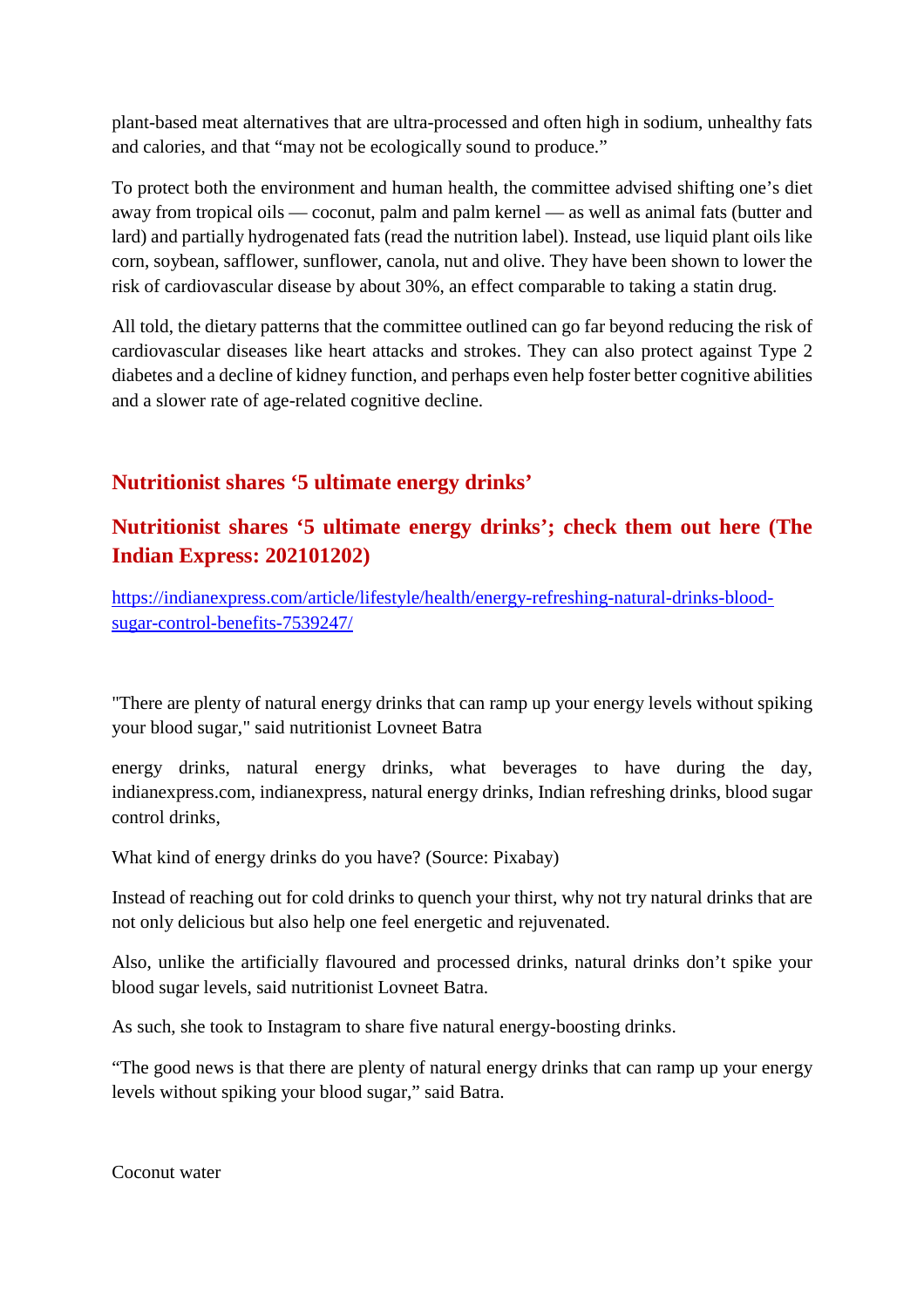plant-based meat alternatives that are ultra-processed and often high in sodium, unhealthy fats and calories, and that "may not be ecologically sound to produce."

To protect both the environment and human health, the committee advised shifting one's diet away from tropical oils — coconut, palm and palm kernel — as well as animal fats (butter and lard) and partially hydrogenated fats (read the nutrition label). Instead, use liquid plant oils like corn, soybean, safflower, sunflower, canola, nut and olive. They have been shown to lower the risk of cardiovascular disease by about 30%, an effect comparable to taking a statin drug.

All told, the dietary patterns that the committee outlined can go far beyond reducing the risk of cardiovascular diseases like heart attacks and strokes. They can also protect against Type 2 diabetes and a decline of kidney function, and perhaps even help foster better cognitive abilities and a slower rate of age-related cognitive decline.

## Nutritionist shares '5 ultimate energy drinks'

## Nutritionist shares '5 ultimate energy drinks'; check them out here (The Indian Express: 202101202)

https://indianexpress.com/article/lifestyle/health/energy-refreshing-natural-drinks-blood-sugar-control-benefits-7539247/

"There are plenty of natural energy drinks that can ramp up your energy levels without spiking your blood sugar," said nutritionist Lovneet Batra

energy drinks, natural energy drinks, what beverages to have during the day, indianexpress.com, indianexpress, natural energy drinks, Indian refreshing drinks, blood sugar control drinks,

What kind of energy drinks do you have? (Source: Pixabay)

Instead of reaching out for cold drinks to quench your thirst, why not try natural drinks that are not only delicious but also help one feel energetic and rejuvenated.

Also, unlike the artificially flavoured and processed drinks, natural drinks don't spike your blood sugar levels, said nutritionist Lovneet Batra.

As such, she took to Instagram to share five natural energy-boosting drinks.

"The good news is that there are plenty of natural energy drinks that can ramp up your energy levels without spiking your blood sugar," said Batra.

Coconut water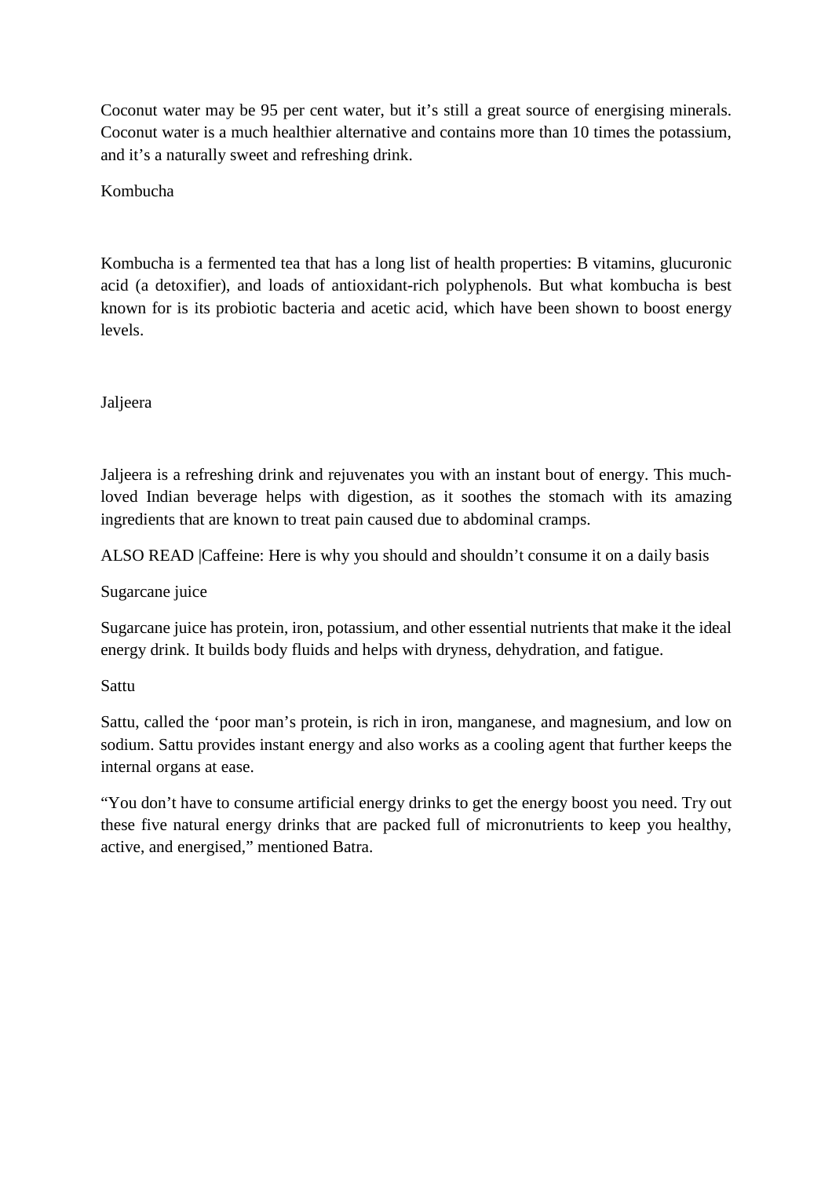Coconut water may be 95 per cent water, but it’s still a great source of energising minerals. Coconut water is a much healthier alternative and contains more than 10 times the potassium, and it’s a naturally sweet and refreshing drink.

## Kombucha

Kombucha is a fermented tea that has a long list of health properties: B vitamins, glucuronic acid (a detoxifier), and loads of antioxidant-rich polyphenols. But what kombucha is best known for is its probiotic bacteria and acetic acid, which have been shown to boost energy levels.

## Jaljeera

Jaljeera is a refreshing drink and rejuvenates you with an instant bout of energy. This much-loved Indian beverage helps with digestion, as it soothes the stomach with its amazing ingredients that are known to treat pain caused due to abdominal cramps.

ALSO READ |Caffeine: Here is why you should and shouldn’t consume it on a daily basis

## Sugarcane juice

Sugarcane juice has protein, iron, potassium, and other essential nutrients that make it the ideal energy drink. It builds body fluids and helps with dryness, dehydration, and fatigue.

## Sattu

Sattu, called the ‘poor man’s protein, is rich in iron, manganese, and magnesium, and low on sodium. Sattu provides instant energy and also works as a cooling agent that further keeps the internal organs at ease.

“You don’t have to consume artificial energy drinks to get the energy boost you need. Try out these five natural energy drinks that are packed full of micronutrients to keep you healthy, active, and energised,” mentioned Batra.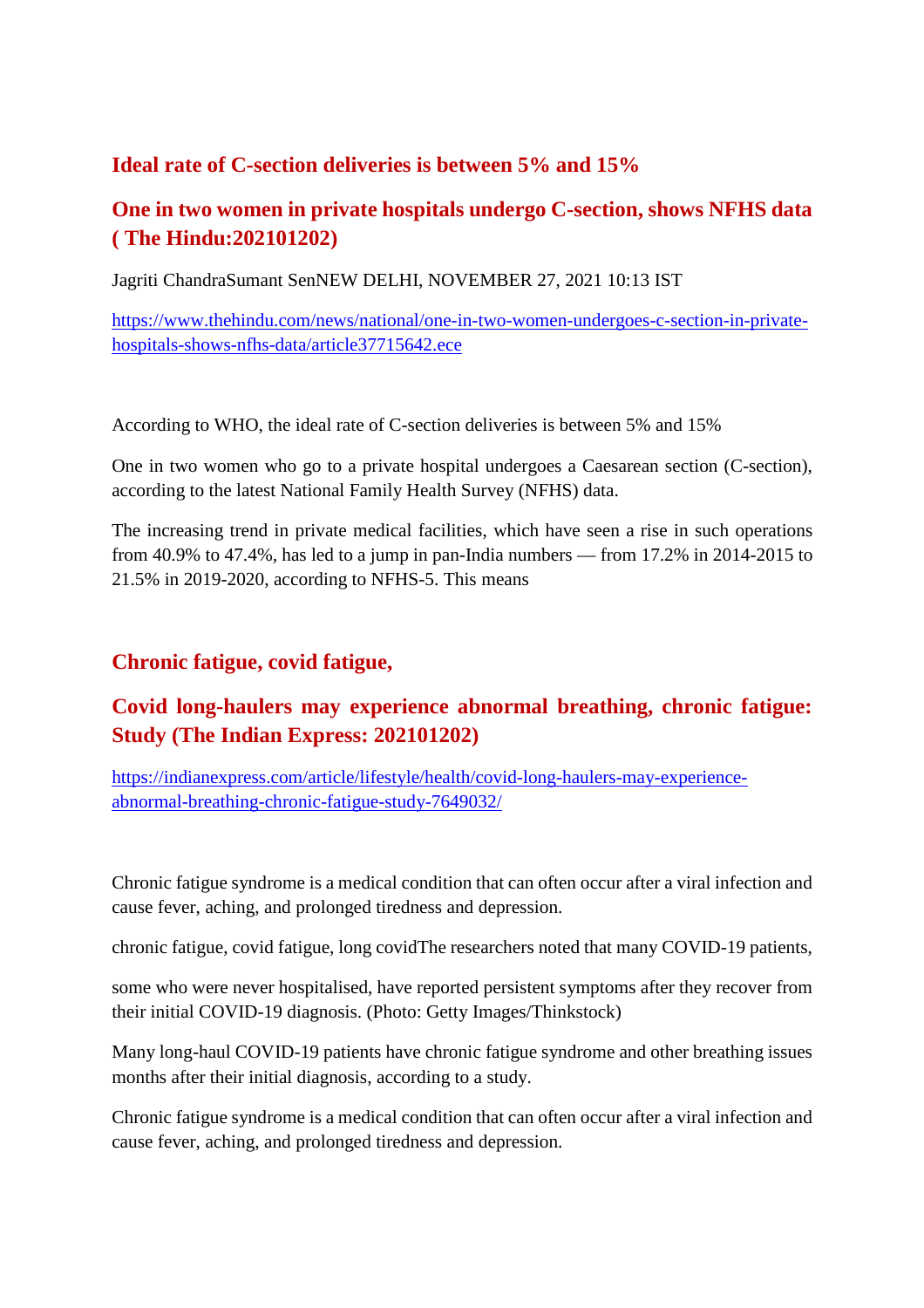## Ideal rate of C-section deliveries is between 5% and 15%

## One in two women in private hospitals undergo C-section, shows NFHS data ( The Hindu:202101202)

Jagriti ChandraSumant SenNEW DELHI, NOVEMBER 27, 2021 10:13 IST

https://www.thehindu.com/news/national/one-in-two-women-undergoes-c-section-in-private-hospitals-shows-nfhs-data/article37715642.ece

According to WHO, the ideal rate of C-section deliveries is between 5% and 15%

One in two women who go to a private hospital undergoes a Caesarean section (C-section), according to the latest National Family Health Survey (NFHS) data.

The increasing trend in private medical facilities, which have seen a rise in such operations from 40.9% to 47.4%, has led to a jump in pan-India numbers — from 17.2% in 2014-2015 to 21.5% in 2019-2020, according to NFHS-5. This means

## Chronic fatigue, covid fatigue,

## Covid long-haulers may experience abnormal breathing, chronic fatigue: Study (The Indian Express: 202101202)

https://indianexpress.com/article/lifestyle/health/covid-long-haulers-may-experience-abnormal-breathing-chronic-fatigue-study-7649032/

Chronic fatigue syndrome is a medical condition that can often occur after a viral infection and cause fever, aching, and prolonged tiredness and depression.

chronic fatigue, covid fatigue, long covidThe researchers noted that many COVID-19 patients,

some who were never hospitalised, have reported persistent symptoms after they recover from their initial COVID-19 diagnosis. (Photo: Getty Images/Thinkstock)

Many long-haul COVID-19 patients have chronic fatigue syndrome and other breathing issues months after their initial diagnosis, according to a study.

Chronic fatigue syndrome is a medical condition that can often occur after a viral infection and cause fever, aching, and prolonged tiredness and depression.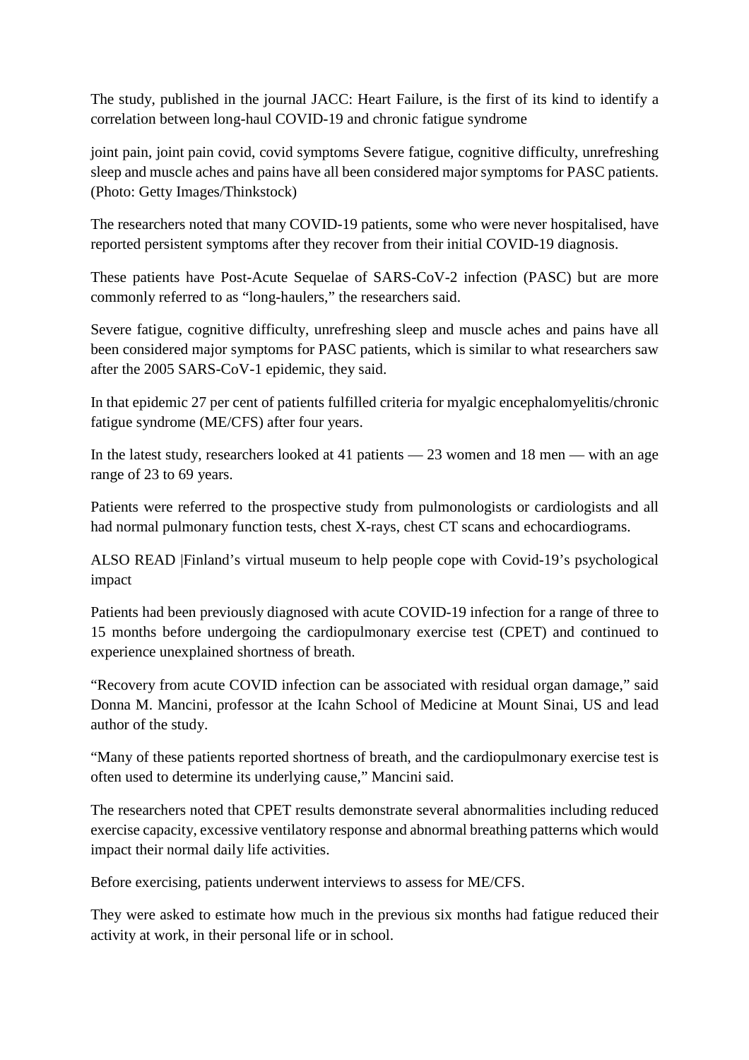The study, published in the journal JACC: Heart Failure, is the first of its kind to identify a correlation between long-haul COVID-19 and chronic fatigue syndrome

joint pain, joint pain covid, covid symptoms Severe fatigue, cognitive difficulty, unrefreshing sleep and muscle aches and pains have all been considered major symptoms for PASC patients. (Photo: Getty Images/Thinkstock)

The researchers noted that many COVID-19 patients, some who were never hospitalised, have reported persistent symptoms after they recover from their initial COVID-19 diagnosis.

These patients have Post-Acute Sequelae of SARS-CoV-2 infection (PASC) but are more commonly referred to as "long-haulers," the researchers said.

Severe fatigue, cognitive difficulty, unrefreshing sleep and muscle aches and pains have all been considered major symptoms for PASC patients, which is similar to what researchers saw after the 2005 SARS-CoV-1 epidemic, they said.

In that epidemic 27 per cent of patients fulfilled criteria for myalgic encephalomyelitis/chronic fatigue syndrome (ME/CFS) after four years.

In the latest study, researchers looked at 41 patients — 23 women and 18 men — with an age range of 23 to 69 years.

Patients were referred to the prospective study from pulmonologists or cardiologists and all had normal pulmonary function tests, chest X-rays, chest CT scans and echocardiograms.

ALSO READ |Finland's virtual museum to help people cope with Covid-19's psychological impact

Patients had been previously diagnosed with acute COVID-19 infection for a range of three to 15 months before undergoing the cardiopulmonary exercise test (CPET) and continued to experience unexplained shortness of breath.

"Recovery from acute COVID infection can be associated with residual organ damage," said Donna M. Mancini, professor at the Icahn School of Medicine at Mount Sinai, US and lead author of the study.

"Many of these patients reported shortness of breath, and the cardiopulmonary exercise test is often used to determine its underlying cause," Mancini said.

The researchers noted that CPET results demonstrate several abnormalities including reduced exercise capacity, excessive ventilatory response and abnormal breathing patterns which would impact their normal daily life activities.

Before exercising, patients underwent interviews to assess for ME/CFS.

They were asked to estimate how much in the previous six months had fatigue reduced their activity at work, in their personal life or in school.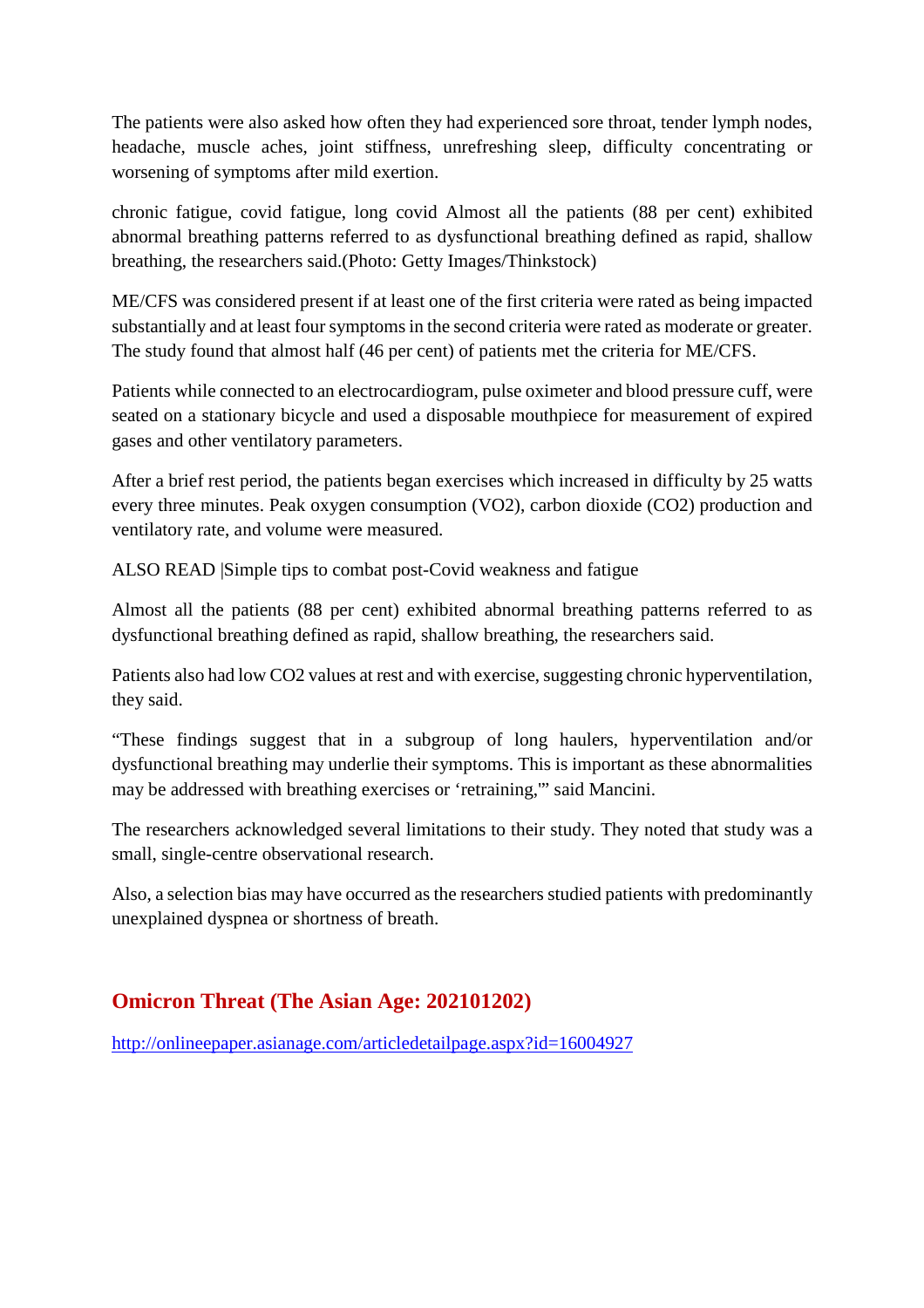The patients were also asked how often they had experienced sore throat, tender lymph nodes, headache, muscle aches, joint stiffness, unrefreshing sleep, difficulty concentrating or worsening of symptoms after mild exertion.

chronic fatigue, covid fatigue, long covid Almost all the patients (88 per cent) exhibited abnormal breathing patterns referred to as dysfunctional breathing defined as rapid, shallow breathing, the researchers said.(Photo: Getty Images/Thinkstock)

ME/CFS was considered present if at least one of the first criteria were rated as being impacted substantially and at least four symptoms in the second criteria were rated as moderate or greater. The study found that almost half (46 per cent) of patients met the criteria for ME/CFS.

Patients while connected to an electrocardiogram, pulse oximeter and blood pressure cuff, were seated on a stationary bicycle and used a disposable mouthpiece for measurement of expired gases and other ventilatory parameters.

After a brief rest period, the patients began exercises which increased in difficulty by 25 watts every three minutes. Peak oxygen consumption (VO2), carbon dioxide ($CO_2$) production and ventilatory rate, and volume were measured.

ALSO READ |Simple tips to combat post-Covid weakness and fatigue

Almost all the patients (88 per cent) exhibited abnormal breathing patterns referred to as dysfunctional breathing defined as rapid, shallow breathing, the researchers said.

Patients also had low $CO_2$ values at rest and with exercise, suggesting chronic hyperventilation, they said.

"These findings suggest that in a subgroup of long haulers, hyperventilation and/or dysfunctional breathing may underlie their symptoms. This is important as these abnormalities may be addressed with breathing exercises or 'retraining,'" said Mancini.

The researchers acknowledged several limitations to their study. They noted that study was a small, single-centre observational research.

Also, a selection bias may have occurred as the researchers studied patients with predominantly unexplained dyspnea or shortness of breath.

## Omicron Threat (The Asian Age: 202101202)

http://onlineepaper.asianage.com/articledetailpage.aspx?id=16004927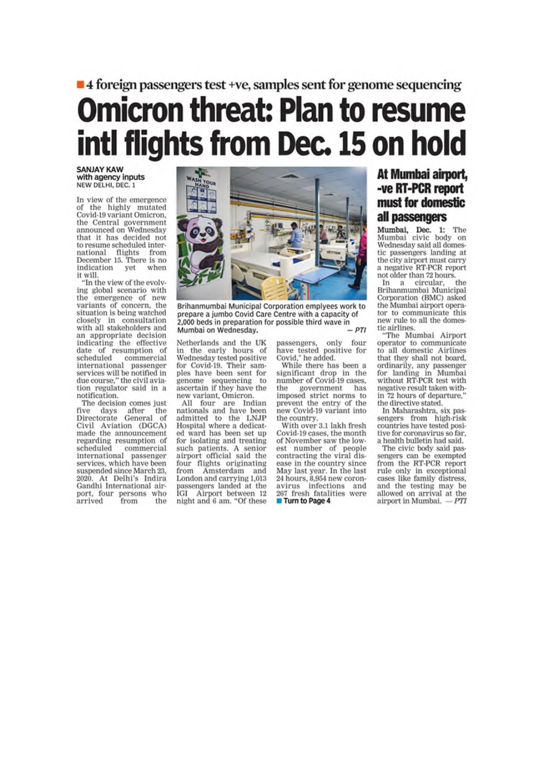■ 4 foreign passengers test +ve, samples sent for genome sequencing

# Omicron threat: Plan to resume intl flights from Dec. 15 on hold

**SANJAY KAW**
**with agency inputs**
NEW DELHI, DEC. 1

In view of the emergence of the highly mutated Covid-19 variant Omicron, the Central government announced on Wednesday that it has decided not to resume scheduled international flights from December 15. There is no indication yet when it will.

"In the view of the evolving global scenario with the emergence of new variants of concern, the situation is being watched closely in consultation with all stakeholders and an appropriate decision indicating the effective date of resumption of scheduled commercial international passenger services will be notified in due course," the civil aviation regulator said in a notification.

The decision comes just five days after the Directorate General of Civil Aviation (DGCA) made the announcement regarding resumption of scheduled commercial international passenger services, which have been suspended since March 23, 2020. At Delhi's Indira Gandhi International airport, four persons who arrived from the Netherlands and the UK in the early hours of Wednesday tested positive for Covid-19. Their samples have been sent for genome sequencing to ascertain if they have the new variant, Omicron.

All four are Indian nationals and have been admitted to the LNJP Hospital where a dedicated ward has been set up for isolating and treating such patients. A senior airport official said the four flights originating from Amsterdam and London and carrying 1,013 passengers landed at the IGI Airport between 12 night and 6 am. "Of these passengers, only four have tested positive for Covid," he added.

While there has been a significant drop in the number of Covid-19 cases, the government has imposed strict norms to prevent the entry of the new Covid-19 variant into the country.

With over 3.1 lakh fresh Covid-19 cases, the month of November saw the lowest number of people contracting the viral disease in the country since May last year. In the last 24 hours, 8,954 new coronavirus infections and 267 fresh fatalities were

■ Turn to Page 4

Brihanmumbai Municipal Corporation emplyees work to prepare a jumbo Covid Care Centre with a capacity of 2,000 beds in preparation for possible third wave in Mumbai on Wednesday. — *PTI*

## At Mumbai airport, -ve RT-PCR report must for domestic all passengers

**Mumbai, Dec. 1:** The Mumbai civic body on Wednesday said all domestic passengers landing at the city airport must carry a negative RT-PCR report not older than 72 hours.

In a circular, the Brihanmumbai Municipal Corporation (BMC) asked the Mumbai airport operator to communicate this new rule to all the domestic airlines.

"The Mumbai Airport operator to communicate to all domestic Airlines that they shall not board, ordinarily, any passenger for landing in Mumbai without RT-PCR test with negative result taken within 72 hours of departure," the directive stated.

In Maharashtra, six passengers from high-risk countries have tested positive for coronavirus so far, a health bulletin had said.

The civic body said passengers can be exempted from the RT-PCR report rule only in exceptional cases like family distress, and the testing may be allowed on arrival at the airport in Mumbai. — *PTI*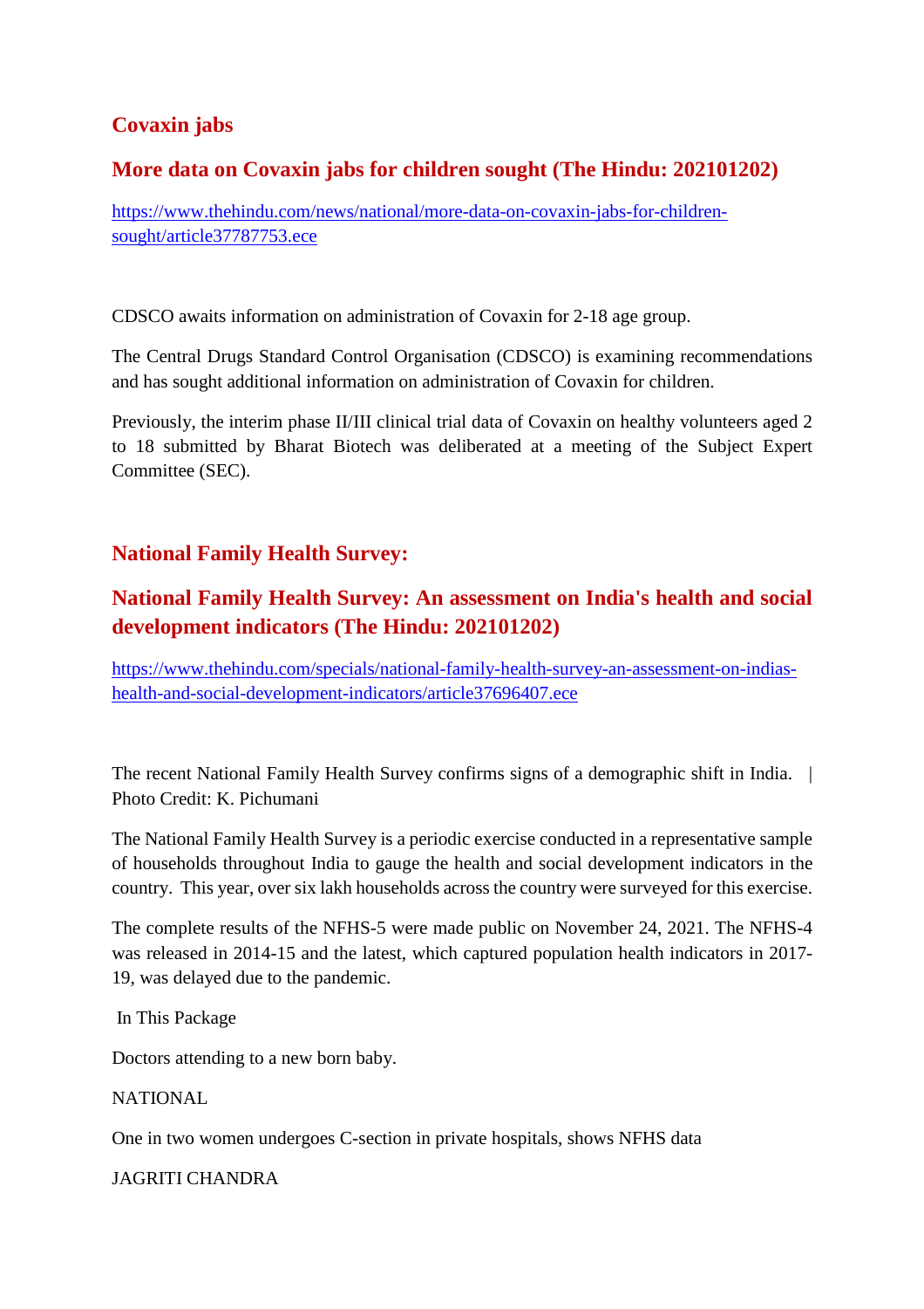## Covaxin jabs

## More data on Covaxin jabs for children sought (The Hindu: 202101202)

https://www.thehindu.com/news/national/more-data-on-covaxin-jabs-for-children-sought/article37787753.ece

CDSCO awaits information on administration of Covaxin for 2-18 age group.

The Central Drugs Standard Control Organisation (CDSCO) is examining recommendations and has sought additional information on administration of Covaxin for children.

Previously, the interim phase II/III clinical trial data of Covaxin on healthy volunteers aged 2 to 18 submitted by Bharat Biotech was deliberated at a meeting of the Subject Expert Committee (SEC).

## National Family Health Survey:

## National Family Health Survey: An assessment on India's health and social development indicators (The Hindu: 202101202)

https://www.thehindu.com/specials/national-family-health-survey-an-assessment-on-indias-health-and-social-development-indicators/article37696407.ece

The recent National Family Health Survey confirms signs of a demographic shift in India. | Photo Credit: K. Pichumani

The National Family Health Survey is a periodic exercise conducted in a representative sample of households throughout India to gauge the health and social development indicators in the country. This year, over six lakh households across the country were surveyed for this exercise.

The complete results of the NFHS-5 were made public on November 24, 2021. The NFHS-4 was released in 2014-15 and the latest, which captured population health indicators in 2017-19, was delayed due to the pandemic.

In This Package

Doctors attending to a new born baby.

NATIONAL

One in two women undergoes C-section in private hospitals, shows NFHS data

JAGRITI CHANDRA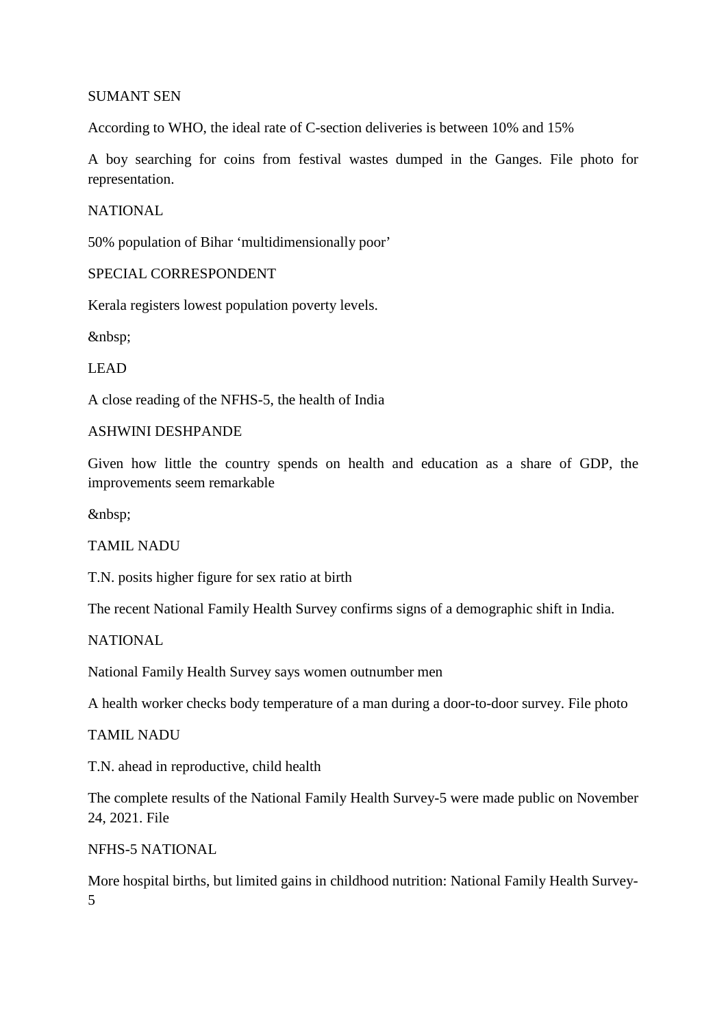SUMANT SEN

According to WHO, the ideal rate of C-section deliveries is between 10% and 15%

A boy searching for coins from festival wastes dumped in the Ganges. File photo for representation.

NATIONAL

50% population of Bihar 'multidimensionally poor'

SPECIAL CORRESPONDENT

Kerala registers lowest population poverty levels.

&nbsp;

LEAD

A close reading of the NFHS-5, the health of India

ASHWINI DESHPANDE

Given how little the country spends on health and education as a share of GDP, the improvements seem remarkable

&nbsp;

TAMIL NADU

T.N. posits higher figure for sex ratio at birth

The recent National Family Health Survey confirms signs of a demographic shift in India.

NATIONAL

National Family Health Survey says women outnumber men

A health worker checks body temperature of a man during a door-to-door survey. File photo

TAMIL NADU

T.N. ahead in reproductive, child health

The complete results of the National Family Health Survey-5 were made public on November 24, 2021. File

NFHS-5 NATIONAL

More hospital births, but limited gains in childhood nutrition: National Family Health Survey-5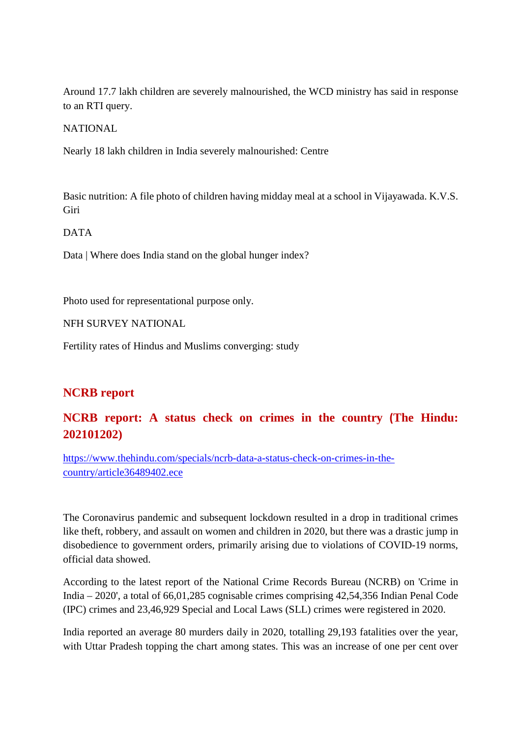Around 17.7 lakh children are severely malnourished, the WCD ministry has said in response to an RTI query.

NATIONAL

Nearly 18 lakh children in India severely malnourished: Centre

Basic nutrition: A file photo of children having midday meal at a school in Vijayawada. K.V.S. Giri

DATA

Data | Where does India stand on the global hunger index?

Photo used for representational purpose only.

NFH SURVEY NATIONAL

Fertility rates of Hindus and Muslims converging: study

## NCRB report

## NCRB report: A status check on crimes in the country (The Hindu: 202101202)

https://www.thehindu.com/specials/ncrb-data-a-status-check-on-crimes-in-the-country/article36489402.ece

The Coronavirus pandemic and subsequent lockdown resulted in a drop in traditional crimes like theft, robbery, and assault on women and children in 2020, but there was a drastic jump in disobedience to government orders, primarily arising due to violations of COVID-19 norms, official data showed.

According to the latest report of the National Crime Records Bureau (NCRB) on 'Crime in India – 2020', a total of 66,01,285 cognisable crimes comprising 42,54,356 Indian Penal Code (IPC) crimes and 23,46,929 Special and Local Laws (SLL) crimes were registered in 2020.

India reported an average 80 murders daily in 2020, totalling 29,193 fatalities over the year, with Uttar Pradesh topping the chart among states. This was an increase of one per cent over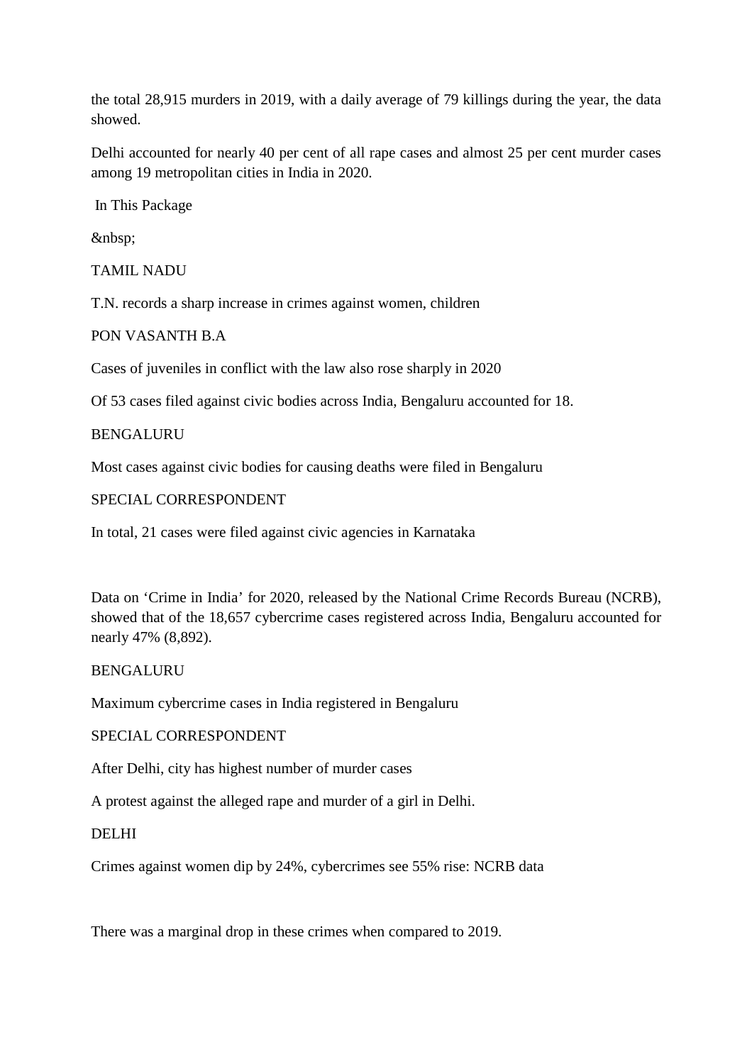the total 28,915 murders in 2019, with a daily average of 79 killings during the year, the data showed.

Delhi accounted for nearly 40 per cent of all rape cases and almost 25 per cent murder cases among 19 metropolitan cities in India in 2020.

In This Package

&nbsp;

TAMIL NADU

T.N. records a sharp increase in crimes against women, children

PON VASANTH B.A

Cases of juveniles in conflict with the law also rose sharply in 2020

Of 53 cases filed against civic bodies across India, Bengaluru accounted for 18.

BENGALURU

Most cases against civic bodies for causing deaths were filed in Bengaluru

SPECIAL CORRESPONDENT

In total, 21 cases were filed against civic agencies in Karnataka

Data on 'Crime in India' for 2020, released by the National Crime Records Bureau (NCRB), showed that of the 18,657 cybercrime cases registered across India, Bengaluru accounted for nearly 47% (8,892).

BENGALURU

Maximum cybercrime cases in India registered in Bengaluru

SPECIAL CORRESPONDENT

After Delhi, city has highest number of murder cases

A protest against the alleged rape and murder of a girl in Delhi.

DELHI

Crimes against women dip by 24%, cybercrimes see 55% rise: NCRB data

There was a marginal drop in these crimes when compared to 2019.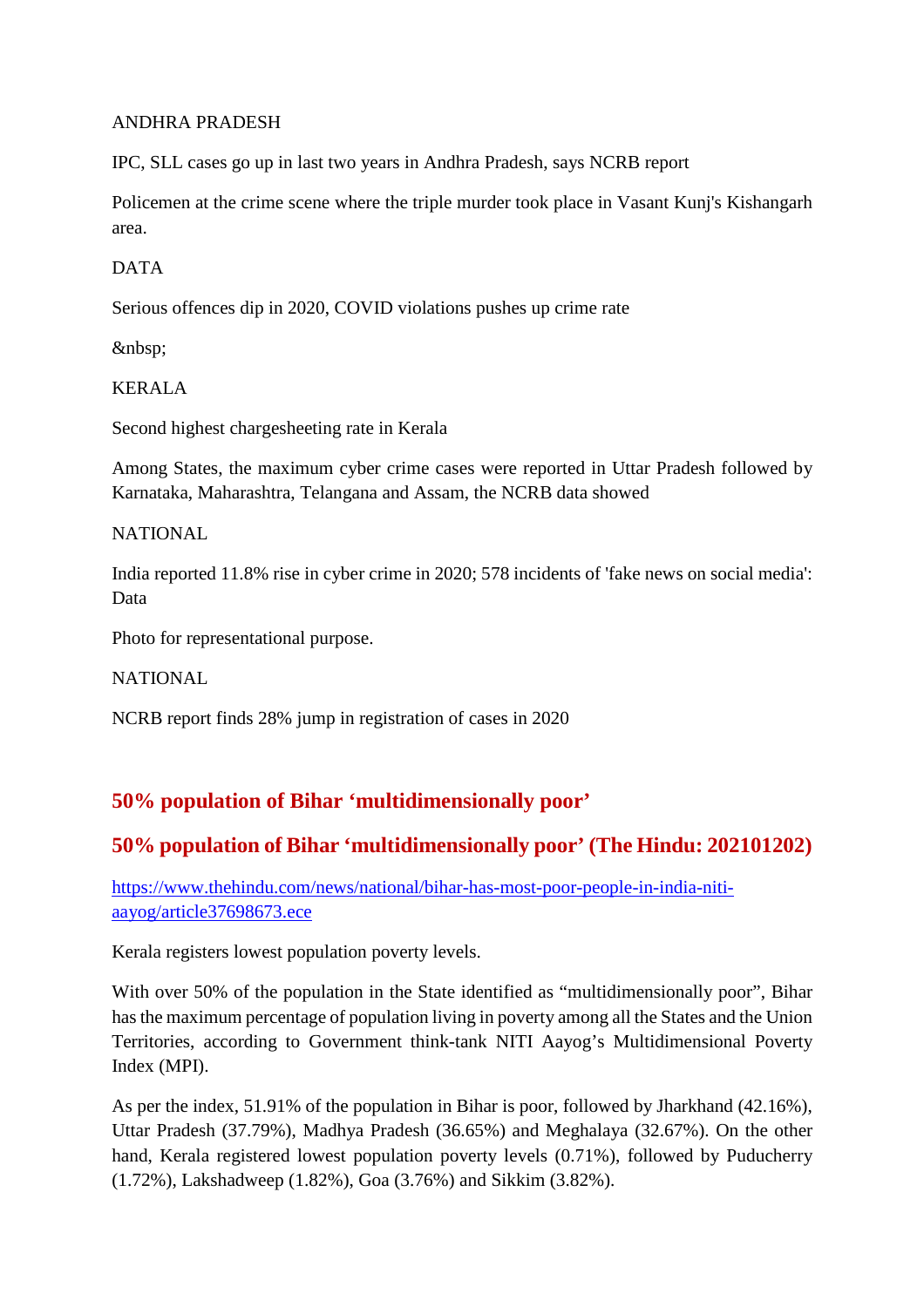ANDHRA PRADESH

IPC, SLL cases go up in last two years in Andhra Pradesh, says NCRB report

Policemen at the crime scene where the triple murder took place in Vasant Kunj's Kishangarh area.

DATA

Serious offences dip in 2020, COVID violations pushes up crime rate

&nbsp;

KERALA

Second highest chargesheeting rate in Kerala

Among States, the maximum cyber crime cases were reported in Uttar Pradesh followed by Karnataka, Maharashtra, Telangana and Assam, the NCRB data showed

NATIONAL

India reported 11.8% rise in cyber crime in 2020; 578 incidents of 'fake news on social media': Data

Photo for representational purpose.

NATIONAL

NCRB report finds 28% jump in registration of cases in 2020

## 50% population of Bihar ‘multidimensionally poor’

## 50% population of Bihar ‘multidimensionally poor’ (The Hindu: 202101202)

https://www.thehindu.com/news/national/bihar-has-most-poor-people-in-india-niti-aayog/article37698673.ece

Kerala registers lowest population poverty levels.

With over 50% of the population in the State identified as “multidimensionally poor”, Bihar has the maximum percentage of population living in poverty among all the States and the Union Territories, according to Government think-tank NITI Aayog’s Multidimensional Poverty Index (MPI).

As per the index, 51.91% of the population in Bihar is poor, followed by Jharkhand (42.16%), Uttar Pradesh (37.79%), Madhya Pradesh (36.65%) and Meghalaya (32.67%). On the other hand, Kerala registered lowest population poverty levels (0.71%), followed by Puducherry (1.72%), Lakshadweep (1.82%), Goa (3.76%) and Sikkim (3.82%).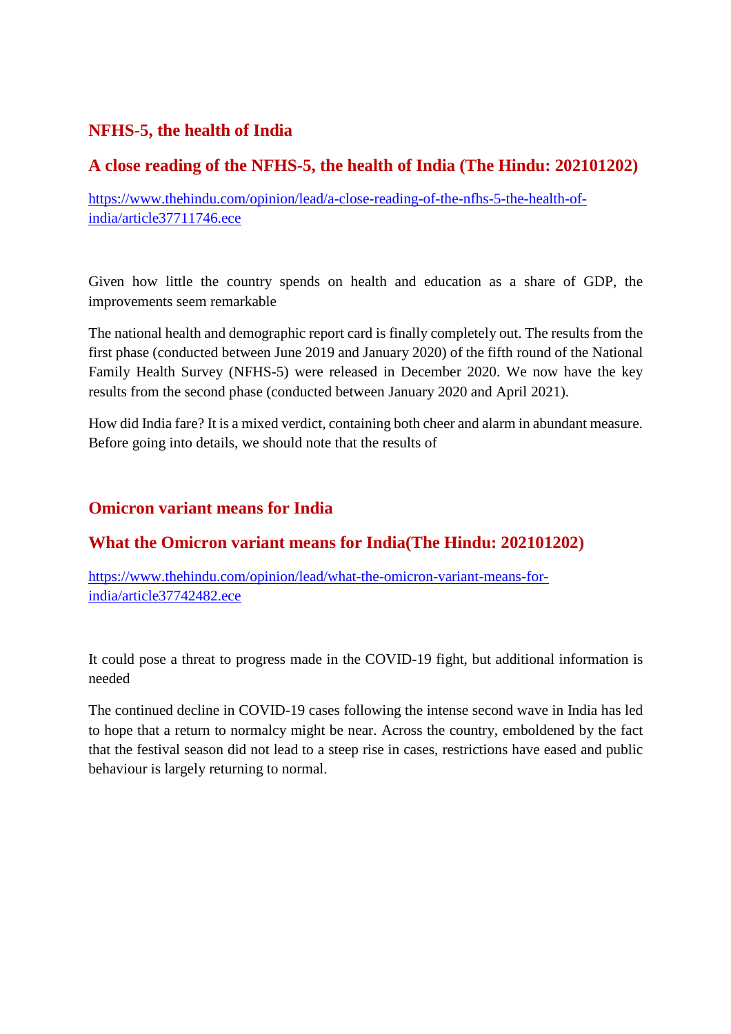## NFHS-5, the health of India

### A close reading of the NFHS-5, the health of India (The Hindu: 202101202)

[https://www.thehindu.com/opinion/lead/a-close-reading-of-the-nfhs-5-the-health-of-india/article37711746.ece](https://www.thehindu.com/opinion/lead/a-close-reading-of-the-nfhs-5-the-health-of-india/article37711746.ece)

Given how little the country spends on health and education as a share of GDP, the improvements seem remarkable

The national health and demographic report card is finally completely out. The results from the first phase (conducted between June 2019 and January 2020) of the fifth round of the National Family Health Survey (NFHS-5) were released in December 2020. We now have the key results from the second phase (conducted between January 2020 and April 2021).

How did India fare? It is a mixed verdict, containing both cheer and alarm in abundant measure. Before going into details, we should note that the results of

## Omicron variant means for India

### What the Omicron variant means for India(The Hindu: 202101202)

[https://www.thehindu.com/opinion/lead/what-the-omicron-variant-means-for-india/article37742482.ece](https://www.thehindu.com/opinion/lead/what-the-omicron-variant-means-for-india/article37742482.ece)

It could pose a threat to progress made in the COVID-19 fight, but additional information is needed

The continued decline in COVID-19 cases following the intense second wave in India has led to hope that a return to normalcy might be near. Across the country, emboldened by the fact that the festival season did not lead to a steep rise in cases, restrictions have eased and public behaviour is largely returning to normal.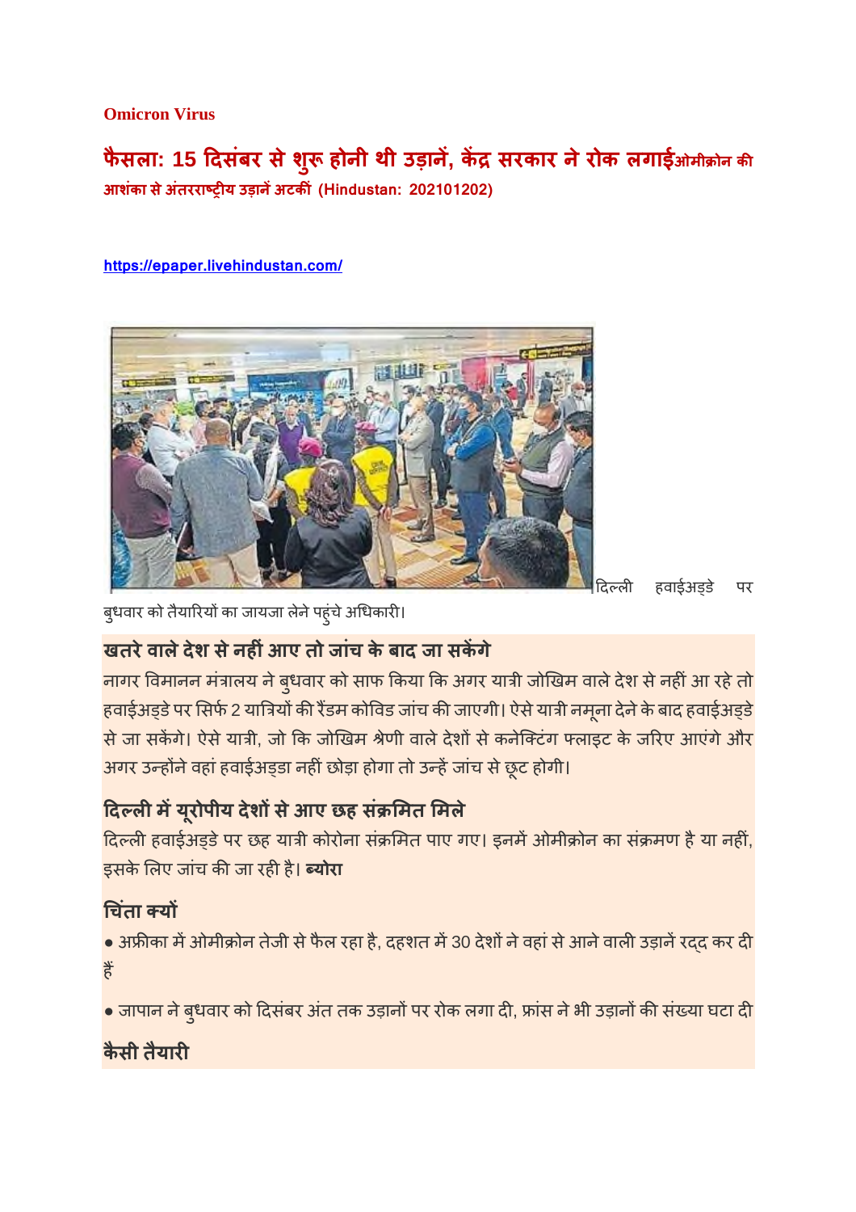**Omicron Virus**

## फैसला: 15 दिसंबर से शुरू होनी थी उड़ानें, केंद्र सरकार ने रोक लगाईओमीक्रोन की आशंका से अंतरराष्ट्रीय उड़ानें अटकीं (Hindustan: 202101202)

https://epaper.livehindustan.com/

दिल्ली हवाईअड्डे पर बुधवार को तैयारियों का जायजा लेने पहुंचे अधिकारी।

### खतरे वाले देश से नहीं आए तो जांच के बाद जा सकेंगे

नागर विमानन मंत्रालय ने बुधवार को साफ किया कि अगर यात्री जोखिम वाले देश से नहीं आ रहे तो हवाईअड्डे पर सिर्फ 2 यात्रियों की रैंडम कोविड जांच की जाएगी। ऐसे यात्री नमूना देने के बाद हवाईअड्डे से जा सकेंगे। ऐसे यात्री, जो कि जोखिम श्रेणी वाले देशों से कनेक्टिंग फ्लाइट के जरिए आएंगे और अगर उन्होंने वहां हवाईअड्डा नहीं छोड़ा होगा तो उन्हें जांच से छूट होगी।

### दिल्ली में यूरोपीय देशों से आए छह संक्रमित मिले

दिल्ली हवाईअड्डे पर छह यात्री कोरोना संक्रमित पाए गए। इनमें ओमीक्रोन का संक्रमण है या नहीं, इसके लिए जांच की जा रही है। **ब्योरा**

### चिंता क्यों

- अफ्रीका में ओमीक्रोन तेजी से फैल रहा है, दहशत में 30 देशों ने वहां से आने वाली उड़ानें रद्द कर दी हैं
- जापान ने बुधवार को दिसंबर अंत तक उड़ानों पर रोक लगा दी, फ्रांस ने भी उड़ानों की संख्या घटा दी

### कैसी तैयारी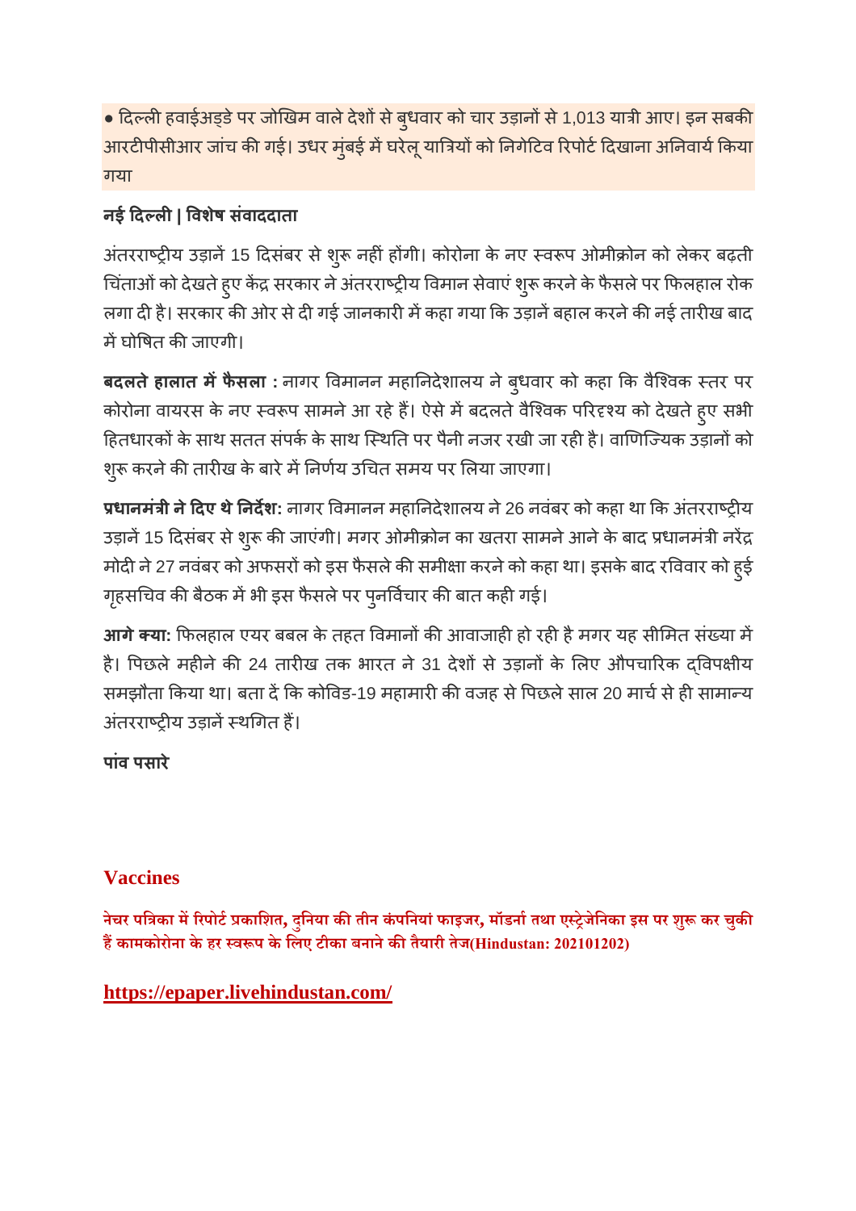● दिल्ली हवाईअड्डे पर जोखिम वाले देशों से बुधवार को चार उड़ानों से 1,013 यात्री आए। इन सबकी आरटीपीसीआर जांच की गई। उधर मुंबई में घरेलू यात्रियों को निगेटिव रिपोर्ट दिखाना अनिवार्य किया गया

**नई दिल्ली | विशेष संवाददाता**

अंतरराष्ट्रीय उड़ानें 15 दिसंबर से शुरू नहीं होंगी। कोरोना के नए स्वरूप ओमीक्रोन को लेकर बढ़ती चिंताओं को देखते हुए केंद्र सरकार ने अंतरराष्ट्रीय विमान सेवाएं शुरू करने के फैसले पर फिलहाल रोक लगा दी है। सरकार की ओर से दी गई जानकारी में कहा गया कि उड़ानें बहाल करने की नई तारीख बाद में घोषित की जाएगी।

**बदलते हालात में फैसला :** नागर विमानन महानिदेशालय ने बुधवार को कहा कि वैश्विक स्तर पर कोरोना वायरस के नए स्वरूप सामने आ रहे हैं। ऐसे में बदलते वैश्विक परिदृश्य को देखते हुए सभी हितधारकों के साथ सतत संपर्क के साथ स्थिति पर पैनी नजर रखी जा रही है। वाणिज्यिक उड़ानों को शुरू करने की तारीख के बारे में निर्णय उचित समय पर लिया जाएगा।

**प्रधानमंत्री ने दिए थे निर्देश:** नागर विमानन महानिदेशालय ने 26 नवंबर को कहा था कि अंतरराष्ट्रीय उड़ानें 15 दिसंबर से शुरू की जाएंगी। मगर ओमीक्रोन का खतरा सामने आने के बाद प्रधानमंत्री नरेंद्र मोदी ने 27 नवंबर को अफसरों को इस फैसले की समीक्षा करने को कहा था। इसके बाद रविवार को हुई गृहसचिव की बैठक में भी इस फैसले पर पुनर्विचार की बात कही गई।

**आगे क्या:** फिलहाल एयर बबल के तहत विमानों की आवाजाही हो रही है मगर यह सीमित संख्या में है। पिछले महीने की 24 तारीख तक भारत ने 31 देशों से उड़ानों के लिए औपचारिक द्विपक्षीय समझौता किया था। बता दें कि कोविड-19 महामारी की वजह से पिछले साल 20 मार्च से ही सामान्य अंतरराष्ट्रीय उड़ानें स्थगित हैं।

**पांव पसारे**

## Vaccines

**नेचर पत्रिका में रिपोर्ट प्रकाशित, दुनिया की तीन कंपनियां फाइजर, मॉडर्ना तथा एस्ट्रेजेनिका इस पर शुरू कर चुकी हैं कामकोरोना के हर स्वरूप के लिए टीका बनाने की तैयारी तेज(Hindustan: 202101202)**

**https://epaper.livehindustan.com/**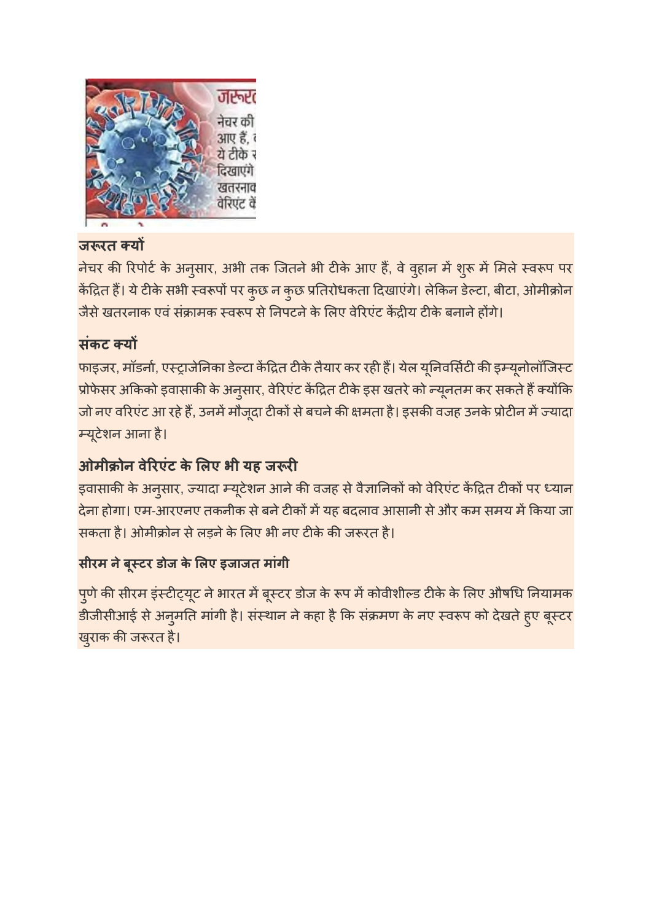## जरूरत क्यों

नेचर की रिपोर्ट के अनुसार, अभी तक जितने भी टीके आए हैं, वे वुहान में शुरू में मिले स्वरूप पर केंद्रित हैं। ये टीके सभी स्वरूपों पर कुछ न कुछ प्रतिरोधकता दिखाएंगे। लेकिन डेल्टा, बीटा, ओमीक्रोन जैसे खतरनाक एवं संक्रामक स्वरूप से निपटने के लिए वेरिएंट केंद्रीय टीके बनाने होंगे।

## संकट क्यों

फाइजर, मॉडर्ना, एस्ट्राजेनिका डेल्टा केंद्रित टीके तैयार कर रही हैं। येल यूनिवर्सिटी की इम्यूनोलॉजिस्ट प्रोफेसर अकिको इवासाकी के अनुसार, वेरिएंट केंद्रित टीके इस खतरे को न्यूनतम कर सकते हैं क्योंकि जो नए वरिएंट आ रहे हैं, उनमें मौजूदा टीकों से बचने की क्षमता है। इसकी वजह उनके प्रोटीन में ज्यादा म्यूटेशन आना है।

## ओमीक्रोन वेरिएंट के लिए भी यह जरूरी

इवासाकी के अनुसार, ज्यादा म्यूटेशन आने की वजह से वैज्ञानिकों को वेरिएंट केंद्रित टीकों पर ध्यान देना होगा। एम-आरएनए तकनीक से बने टीकों में यह बदलाव आसानी से और कम समय में किया जा सकता है। ओमीक्रोन से लड़ने के लिए भी नए टीके की जरूरत है।

### सीरम ने बूस्टर डोज के लिए इजाजत मांगी

पुणे की सीरम इंस्टीट्यूट ने भारत में बूस्टर डोज के रूप में कोवीशील्ड टीके के लिए औषधि नियामक डीजीसीआई से अनुमति मांगी है। संस्थान ने कहा है कि संक्रमण के नए स्वरूप को देखते हुए बूस्टर खुराक की जरूरत है।